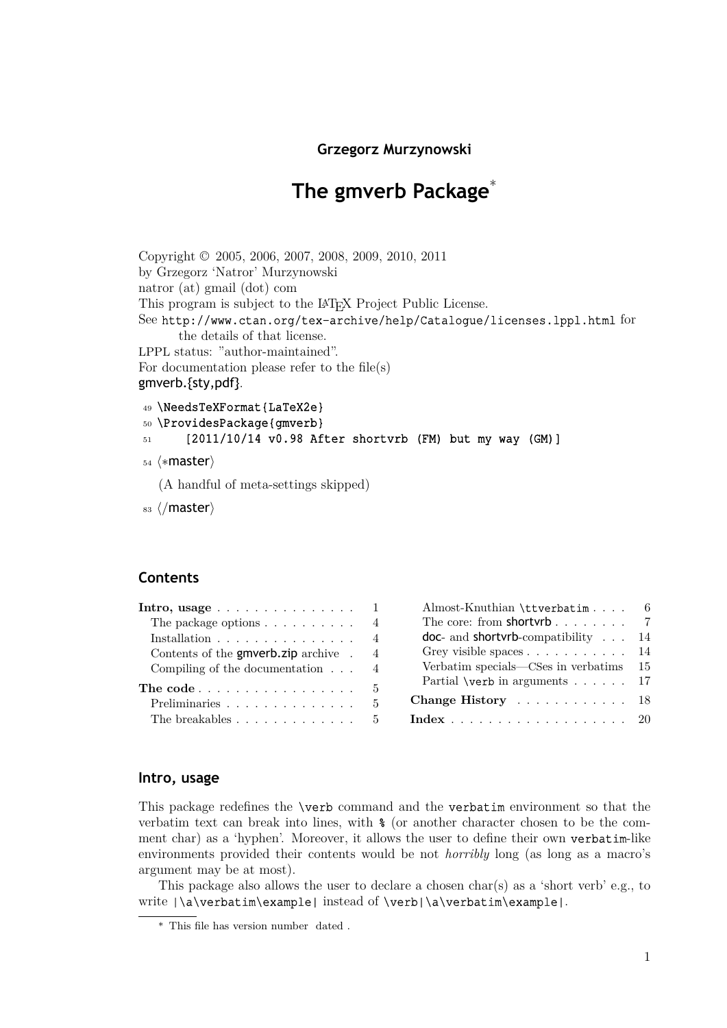**Grzegorz Murzynowski**

# The gmverb Package*

Copyright © 2005, 2006, 2007, 2008, 2009, 2010, 2011
by Grzegorz 'Natror' Murzynowski
natror (at) gmail (dot) com
This program is subject to the LaTeX Project Public License.
See `http://www.ctan.org/tex-archive/help/Catalogue/licenses.lppl.html` for the details of that license.
LPPL status: "author-maintained".
For documentation please refer to the file(s)
gmverb.{sty,pdf}.

```
49 \NeedsTeXFormat{LaTeX2e}
50 \ProvidesPackage{gmverb}
51     [2011/10/14 v0.98 After shortvrb (FM) but my way (GM)]
```

54 ⟨*master⟩

(A handful of meta-settings skipped)

83 ⟨/master⟩

## Contents

- **Intro, usage** . . . 1
  - The package options . . . 4
  - Installation . . . 4
  - Contents of the gmverb.zip archive . . . 4
  - Compiling of the documentation . . . 4
- **The code** . . . 5
  - Preliminaries . . . 5
  - The breakables . . . 5
  - Almost-Knuthian `\ttverbatim` . . . 6
  - The core: from shortvrb . . . 7
  - doc- and shortvrb-compatibility . . . 14
  - Grey visible spaces . . . 14
  - Verbatim specials—CSes in verbatims . . . 15
  - Partial `\verb` in arguments . . . 17
- **Change History** . . . 18
- **Index** . . . 20

## Intro, usage

This package redefines the `\verb` command and the `verbatim` environment so that the verbatim text can break into lines, with `%` (or another character chosen to be the comment char) as a 'hyphen'. Moreover, it allows the user to define their own `verbatim`-like environments provided their contents would be not *horribly* long (as long as a macro's argument may be at most).

This package also allows the user to declare a chosen char(s) as a 'short verb' e.g., to write `|\a\verbatim\example|` instead of `\verb|\a\verbatim\example|`.

* This file has version number dated .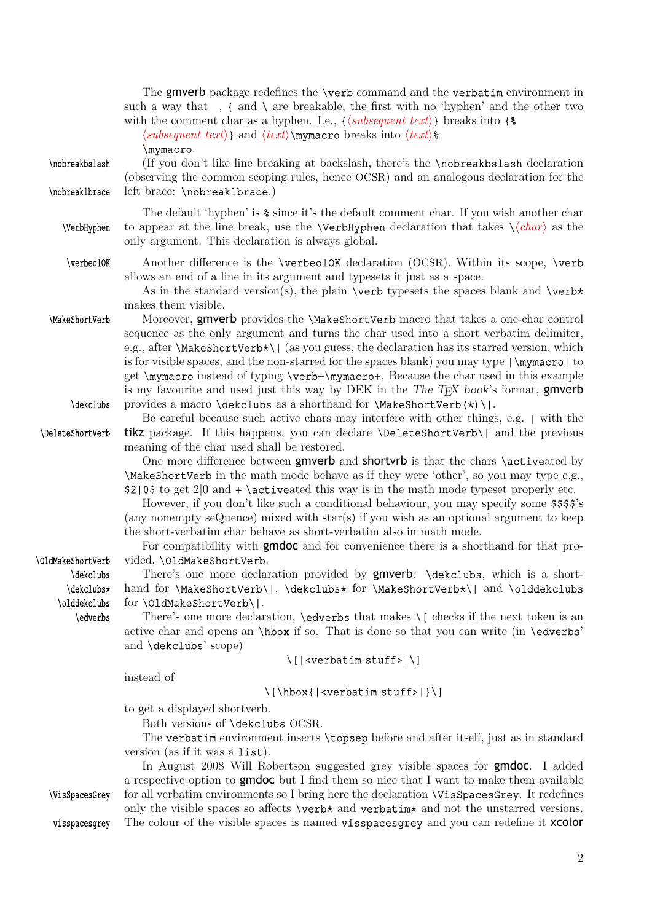The **gmverb** package redefines the `\verb` command and the `verbatim` environment in such a way that  , { and \ are breakable, the first with no 'hyphen' and the other two with the comment char as a hyphen. I.e., `{`⟨*subsequent text*⟩`}` breaks into `{%`
⟨*subsequent text*⟩`}` and ⟨*text*⟩`\mymacro` breaks into ⟨*text*⟩`%`
`\mymacro`.

`\nobreakbslash` `\nobreaklbrace` (If you don't like line breaking at backslash, there's the `\nobreakbslash` declaration (observing the common scoping rules, hence OCSR) and an analogous declaration for the left brace: `\nobreaklbrace`.)

`\VerbHyphen` The default 'hyphen' is `%` since it's the default comment char. If you wish another char to appear at the line break, use the `\VerbHyphen` declaration that takes `\`⟨*char*⟩ as the only argument. This declaration is always global.

`\verbeolOK` Another difference is the `\verbeolOK` declaration (OCSR). Within its scope, `\verb` allows an end of a line in its argument and typesets it just as a space.

As in the standard version(s), the plain `\verb` typesets the spaces blank and `\verb*` makes them visible.

`\MakeShortVerb` Moreover, **gmverb** provides the `\MakeShortVerb` macro that takes a one-char control sequence as the only argument and turns the char used into a short verbatim delimiter, e.g., after `\MakeShortVerb*\|` (as you guess, the declaration has its starred version, which is for visible spaces, and the non-starred for the spaces blank) you may type `|\mymacro|` to get `\mymacro` instead of typing `\verb+\mymacro+`. Because the char used in this example is my favourite and used just this way by DEK in the *The TEX book*'s format, **gmverb**

`\dekclubs` provides a macro `\dekclubs` as a shorthand for `\MakeShortVerb(*)\|`.

`\DeleteShortVerb` Be careful because such active chars may interfere with other things, e.g. `|` with the **tikz** package. If this happens, you can declare `\DeleteShortVerb\|` and the previous meaning of the char used shall be restored.

One more difference between **gmverb** and **shortvrb** is that the chars `\active`ated by `\MakeShortVerb` in the math mode behave as if they were 'other', so you may type e.g., `$2|0$` to get 2|0 and + `\active`ated this way is in the math mode typeset properly etc.

However, if you don't like such a conditional behaviour, you may specify some `$$$$`'s (any nonempty seQuence) mixed with star(s) if you wish as an optional argument to keep the short-verbatim char behave as short-verbatim also in math mode.

`\OldMakeShortVerb` For compatibility with **gmdoc** and for convenience there is a shorthand for that provided, `\OldMakeShortVerb`.

`\dekclubs` `\dekclubs*` `\olddekclubs` There's one more declaration provided by **gmverb**: `\dekclubs`, which is a shorthand for `\MakeShortVerb\|`, `\dekclubs*` for `\MakeShortVerb*\|` and `\olddekclubs` for `\OldMakeShortVerb\|`.

`\edverbs` There's one more declaration, `\edverbs` that makes `\[` checks if the next token is an active char and opens an `\hbox` if so. That is done so that you can write (in `\edverbs`' and `\dekclubs`' scope)

```
\[|<verbatim stuff>|\]
```

instead of

```
\[\hbox{|<verbatim stuff>|}\]
```

to get a displayed shortverb.

Both versions of `\dekclubs` OCSR.

The `verbatim` environment inserts `\topsep` before and after itself, just as in standard version (as if it was a `list`).

`\VisSpacesGrey` `visspacesgrey` In August 2008 Will Robertson suggested grey visible spaces for **gmdoc**. I added a respective option to **gmdoc** but I find them so nice that I want to make them available for all verbatim environments so I bring here the declaration `\VisSpacesGrey`. It redefines only the visible spaces so affects `\verb*` and `verbatim*` and not the unstarred versions. The colour of the visible spaces is named `visspacesgrey` and you can redefine it **xcolor**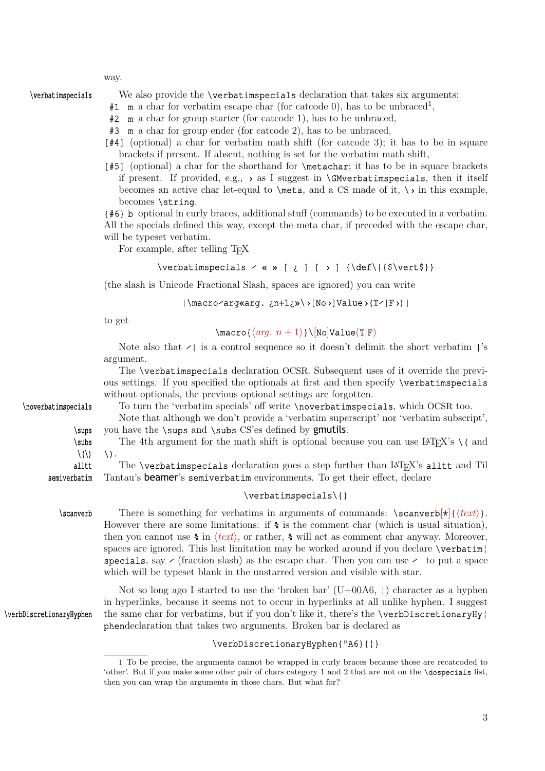way.

\verbatimspecials We also provide the `\verbatimspecials` declaration that takes six arguments:

- `#1` `m` a char for verbatim escape char (for catcode 0), has to be unbraced[1],
- `#2` `m` a char for group starter (for catcode 1), has to be unbraced,
- `#3` `m` a char for group ender (for catcode 2), has to be unbraced,
- `[#4]` (optional) a char for verbatim math shift (for catcode 3); it has to be in square brackets if present. If absent, nothing is set for the verbatim math shift,
- `[#5]` (optional) a char for the shorthand for `\metachar`; it has to be in square brackets if present. If provided, e.g., `›` as I suggest in `\GMverbatimspecials`, then it itself becomes an active char let-equal to `\meta`, and a CS made of it, `\›` in this example, becomes `\string`.

`{#6}` `b` optional in curly braces, additional stuff (commands) to be executed in a verbatim. All the specials defined this way, except the meta char, if preceded with the escape char, will be typeset verbatim.

For example, after telling TEX

```
\verbatimspecials ⁄ « » [ ¿ ] [ › ] {\def\|{$\vert$}}
```

(the slash is Unicode Fractional Slash, spaces are ignored) you can write

```
|\macro⁄arg«arg. ¿n+1¿»\›[No›]Value›(T⁄|F›)|
```

to get

`\macro{`⟨*arg.* $n+1$⟩`}\[No]Value(T|F)`

Note also that `⁄|` is a control sequence so it doesn't delimit the short verbatim `|`'s argument.

The `\verbatimspecials` declaration OCSR. Subsequent uses of it override the previous settings. If you specified the optionals at first and then specify `\verbatimspecials` without optionals, the previous optional settings are forgotten.

\noverbatimspecials To turn the 'verbatim specials' off write `\noverbatimspecials`, which OCSR too.

Note that although we don't provide a 'verbatim superscript' nor 'verbatim subscript', you have the `\sups` and `\subs` CS'es defined by **gmutils**.

\sups \subs \(\) The 4th argument for the math shift is optional because you can use LaTeX's `\(` and `\)`.

alltt semiverbatim The `\verbatimspecials` declaration goes a step further than LaTeX's `alltt` and Til Tantau's **beamer**'s `semiverbatim` environments. To get their effect, declare

```
\verbatimspecials\{}
```

\scanverb There is something for verbatims in arguments of commands: `\scanverb[*]{`⟨*text*⟩`}`. However there are some limitations: if `%` is the comment char (which is usual situation), then you cannot use `%` in ⟨*text*⟩, or rather, `%` will act as comment char anyway. Moreover, spaces are ignored. This last limitation may be worked around if you declare `\verbatim¦specials`, say `⁄` (fraction slash) as the escape char. Then you can use `⁄` to put a space which will be typeset blank in the unstarred version and visible with star.

Not so long ago I started to use the 'broken bar' (U+00A6, ¦) character as a hyphen in hyperlinks, because it seems not to occur in hyperlinks at all unlike hyphen. I suggest

\verbDiscretionaryHyphen the same char for verbatims, but if you don't like it, there's the `\verbDiscretionaryHy¦phen`declaration that takes two arguments. Broken bar is declared as

```
\verbDiscretionaryHyphen{"A6}{¦}
```

[1] To be precise, the arguments cannot be wrapped in curly braces because those are recatcoded to 'other'. But if you make some other pair of chars category 1 and 2 that are not on the `\dospecials` list, then you can wrap the arguments in those chars. But what for?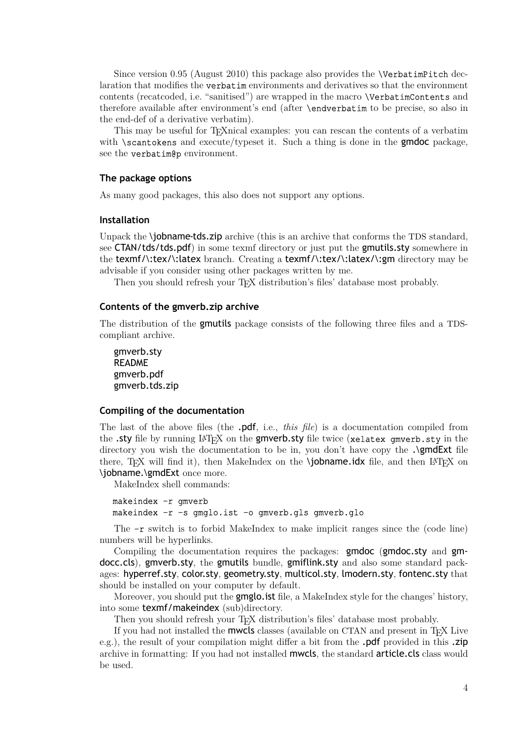Since version 0.95 (August 2010) this package also provides the `\VerbatimPitch` declaration that modifies the `verbatim` environments and derivatives so that the environment contents (recatcoded, i.e. "sanitised") are wrapped in the macro `\VerbatimContents` and therefore available after environment's end (after `\endverbatim` to be precise, so also in the end-def of a derivative verbatim).

This may be useful for TEXnical examples: you can rescan the contents of a verbatim with `\scantokens` and execute/typeset it. Such a thing is done in the **gmdoc** package, see the `verbatim@p` environment.

### The package options

As many good packages, this also does not support any options.

### Installation

Unpack the `\jobname-tds.zip` archive (this is an archive that conforms the TDS standard, see `CTAN/tds/tds.pdf`) in some texmf directory or just put the `gmutils.sty` somewhere in the `texmf/\:tex/\:latex` branch. Creating a `texmf/\:tex/\:latex/\:gm` directory may be advisable if you consider using other packages written by me.

Then you should refresh your TEX distribution's files' database most probably.

### Contents of the gmverb.zip archive

The distribution of the **gmutils** package consists of the following three files and a TDS-compliant archive.

gmverb.sty
README
gmverb.pdf
gmverb.tds.zip

### Compiling of the documentation

The last of the above files (the `.pdf`, i.e., *this file*) is a documentation compiled from the `.sty` file by running LATEX on the `gmverb.sty` file twice (`xelatex gmverb.sty` in the directory you wish the documentation to be in, you don't have copy the `.\gmdExt` file there, TEX will find it), then MakeIndex on the `\jobname.idx` file, and then LATEX on `\jobname.\gmdExt` once more.

MakeIndex shell commands:

```
makeindex -r gmverb
makeindex -r -s gmglo.ist -o gmverb.gls gmverb.glo
```

The `-r` switch is to forbid MakeIndex to make implicit ranges since the (code line) numbers will be hyperlinks.

Compiling the documentation requires the packages: **gmdoc** (`gmdoc.sty` and `gmdocc.cls`), `gmverb.sty`, the **gmutils** bundle, `gmiflink.sty` and also some standard packages: `hyperref.sty`, `color.sty`, `geometry.sty`, `multicol.sty`, `lmodern.sty`, `fontenc.sty` that should be installed on your computer by default.

Moreover, you should put the `gmglo.ist` file, a MakeIndex style for the changes' history, into some `texmf/makeindex` (sub)directory.

Then you should refresh your TEX distribution's files' database most probably.

If you had not installed the **mwcls** classes (available on CTAN and present in TEX Live e.g.), the result of your compilation might differ a bit from the `.pdf` provided in this `.zip` archive in formatting: If you had not installed **mwcls**, the standard `article.cls` class would be used.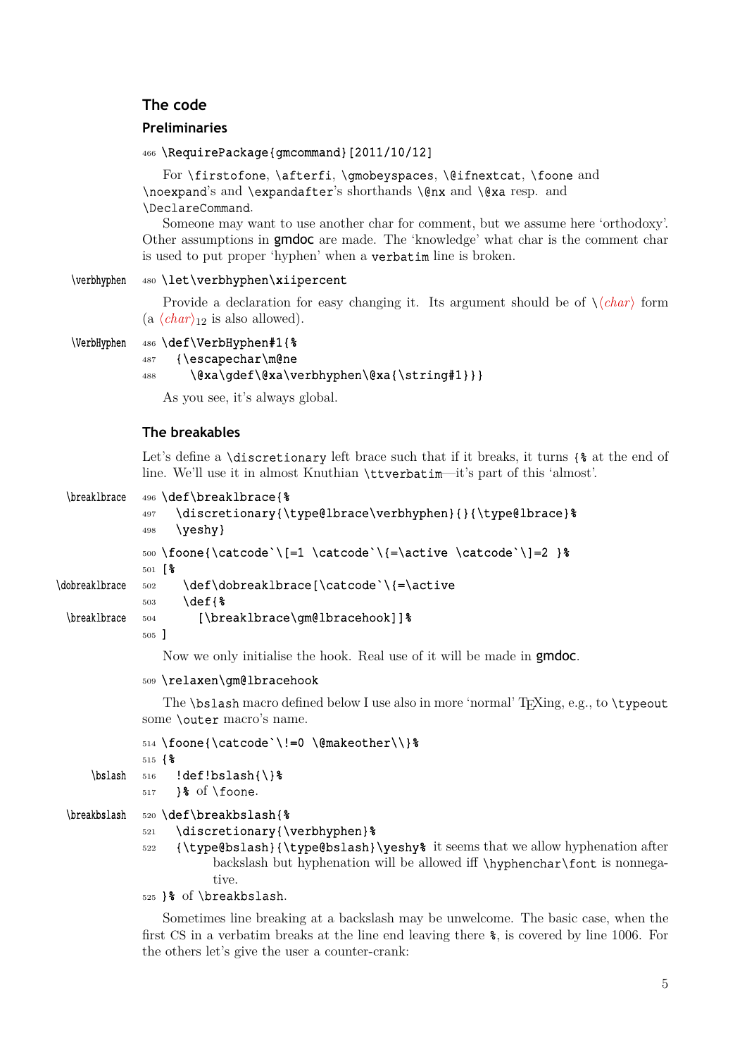## The code

### Preliminaries

```
466 \RequirePackage{gmcommand}[2011/10/12]
```

For `\firstofone`, `\afterfi`, `\gmobeyspaces`, `\@ifnextcat`, `\foone` and `\noexpand`'s and `\expandafter`'s shorthands `\@nx` and `\@xa` resp. and `\DeclareCommand`.

Someone may want to use another char for comment, but we assume here 'orthodoxy'. Other assumptions in gmdoc are made. The 'knowledge' what char is the comment char is used to put proper 'hyphen' when a `verbatim` line is broken.

```
\verbhyphen    480 \let\verbhyphen\xiipercent
```

Provide a declaration for easy changing it. Its argument should be of \⟨*char*⟩ form (a ⟨*char*⟩$_{12}$ is also allowed).

```
\VerbHyphen    486 \def\VerbHyphen#1{%
               487   {\escapechar\m@ne
               488     \@xa\gdef\@xa\verbhyphen\@xa{\string#1}}}
```

As you see, it's always global.

### The breakables

Let's define a `\discretionary` left brace such that if it breaks, it turns `{%` at the end of line. We'll use it in almost Knuthian `\ttverbatim`—it's part of this 'almost'.

```
\breaklbrace   496 \def\breaklbrace{%
               497   \discretionary{\type@lbrace\verbhyphen}{}{\type@lbrace}%
               498   \yeshy}
               500 \foone{\catcode`\[=1 \catcode`\{=\active \catcode`\]=2 }%
               501 [%
\dobreaklbrace 502    \def\dobreaklbrace[\catcode`\{=\active
               503    \def{%
\breaklbrace   504      [\breaklbrace\gm@lbracehook]]%
               505 ]
```

Now we only initialise the hook. Real use of it will be made in gmdoc.

```
509 \relaxen\gm@lbracehook
```

The `\bslash` macro defined below I use also in more 'normal' TEXing, e.g., to `\typeout` some `\outer` macro's name.

```
         514 \foone{\catcode`\!=0 \@makeother\\}%
         515 {%
\bslash  516   !def!bslash{\}%
         517   }% of \foone.
```

```
\breakbslash 520 \def\breakbslash{%
             521   \discretionary{\verbhyphen}%
             522   {\type@bslash}{\type@bslash}\yeshy% it seems that we allow hyphenation after
                     backslash but hyphenation will be allowed iff \hyphenchar\font is nonnega-
                     tive.
             525 }% of \breakbslash.
```

Sometimes line breaking at a backslash may be unwelcome. The basic case, when the first CS in a verbatim breaks at the line end leaving there `%`, is covered by line 1006. For the others let's give the user a counter-crank: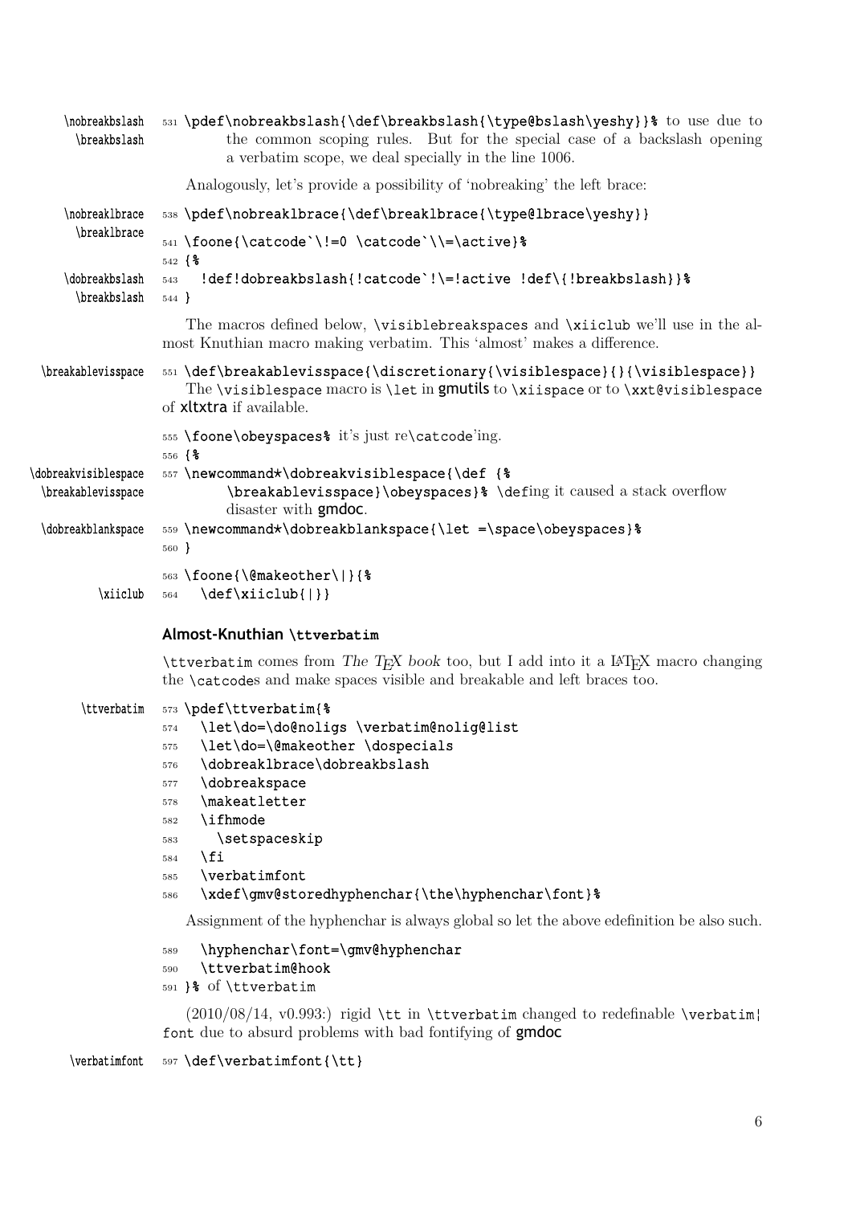```
531 \pdef\nobreakbslash{\def\breakbslash{\type@bslash\yeshy}}%
```

(margin: \nobreakbslash, \breakbslash) to use due to the common scoping rules. But for the special case of a backslash opening a verbatim scope, we deal specially in the line 1006.

Analogously, let's provide a possibility of 'nobreaking' the left brace:

```
538 \pdef\nobreaklbrace{\def\breaklbrace{\type@lbrace\yeshy}}
541 \foone{\catcode`\!=0 \catcode`\\=\active}%
542 {%
543   !def!dobreakbslash{!catcode`!\=!active !def\{!breakbslash}}%
544 }
```

(margin: \nobreaklbrace, \breaklbrace, \dobreakbslash, \breakbslash)

The macros defined below, `\visiblebreakspaces` and `\xiiclub` we'll use in the almost Knuthian macro making verbatim. This 'almost' makes a difference.

```
551 \def\breakablevisspace{\discretionary{\visiblespace}{}{\visiblespace}}
```

(margin: \breakablevisspace)

The `\visiblespace` macro is `\let` in **gmutils** to `\xiispace` or to `\xxt@visiblespace` of **xltxtra** if available.

```
555 \foone\obeyspaces% it's just re\catcode'ing.
556 {%
557 \newcommand*\dobreakvisiblespace{\def {%
      \breakablevisspace}\obeyspaces}% \defing it caused a stack overflow
      disaster with gmdoc.
559 \newcommand*\dobreakblankspace{\let =\space\obeyspaces}%
560 }
563 \foone{\@makeother\|}{%
564   \def\xiiclub{|}}
```

(margin: \dobreakvisiblespace, \breakablevisspace, \dobreakblankspace, \xiiclub)

### Almost-Knuthian \ttverbatim

`\ttverbatim` comes from *The TEX book* too, but I add into it a LaTeX macro changing the `\catcode`s and make spaces visible and breakable and left braces too.

```
573 \pdef\ttverbatim{%
574   \let\do=\do@noligs \verbatim@nolig@list
575   \let\do=\@makeother \dospecials
576   \dobreaklbrace\dobreakbslash
577   \dobreakspace
578   \makeatletter
582   \ifhmode
583     \setspaceskip
584   \fi
585   \verbatimfont
586   \xdef\gmv@storedhyphenchar{\the\hyphenchar\font}%
```

(margin: \ttverbatim)

Assignment of the hyphenchar is always global so let the above edefinition be also such.

```
589   \hyphenchar\font=\gmv@hyphenchar
590   \ttverbatim@hook
591 }% of \ttverbatim
```

(2010/08/14, v0.993:) rigid `\tt` in `\ttverbatim` changed to redefinable `\verbatim¦font` due to absurd problems with bad fontifying of **gmdoc**

```
597 \def\verbatimfont{\tt}
```

(margin: \verbatimfont)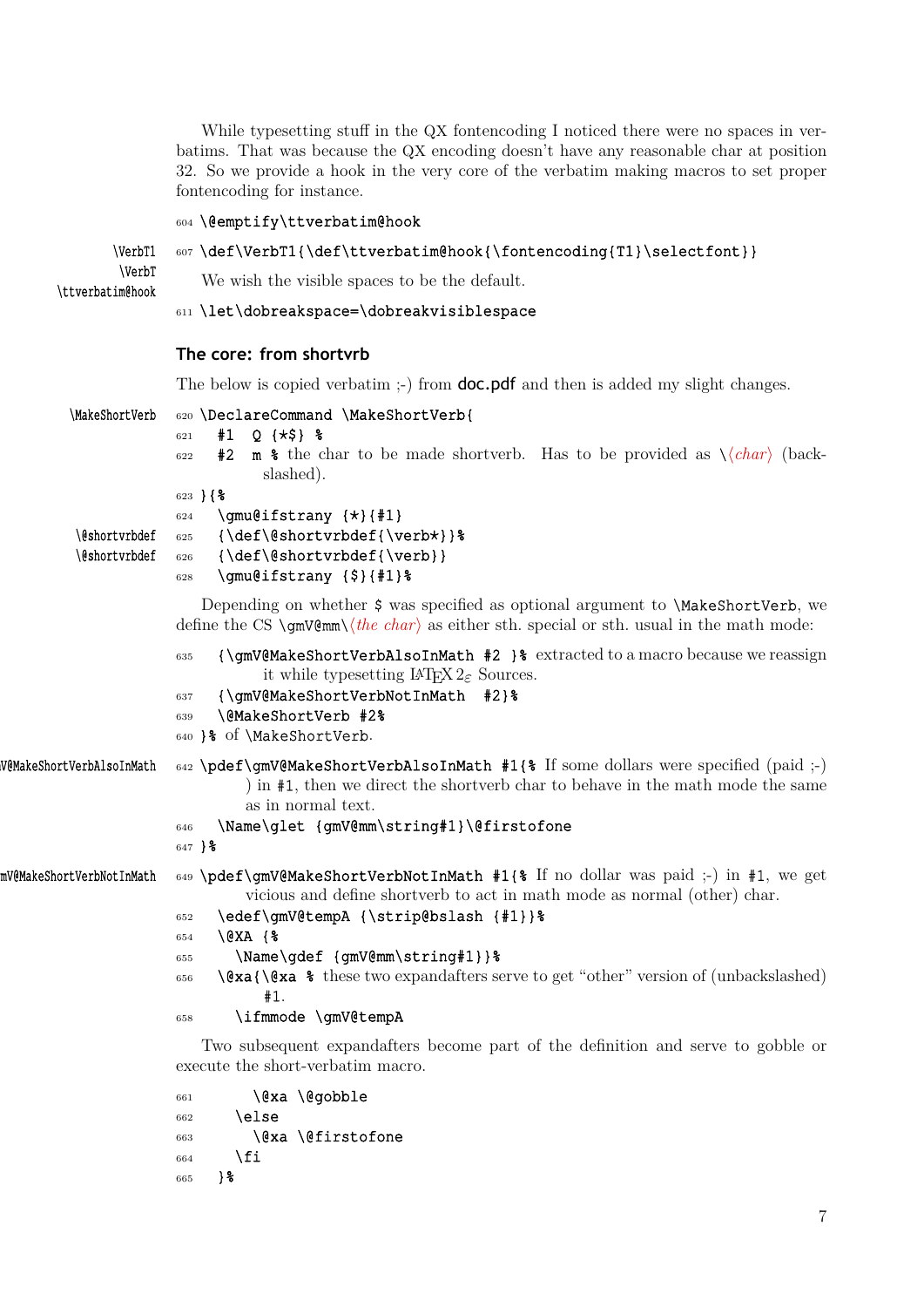While typesetting stuff in the QX fontencoding I noticed there were no spaces in verbatims. That was because the QX encoding doesn't have any reasonable char at position 32. So we provide a hook in the very core of the verbatim making macros to set proper fontencoding for instance.

```
604 \@emptify\ttverbatim@hook
```

\VerbT1 \VerbT \ttverbatim@hook

```
607 \def\VerbT1{\def\ttverbatim@hook{\fontencoding{T1}\selectfont}}
```

We wish the visible spaces to be the default.

```
611 \let\dobreakspace=\dobreakvisiblespace
```

### The core: from shortvrb

The below is copied verbatim ;-) from **doc.pdf** and then is added my slight changes.

\MakeShortVerb

```
620 \DeclareCommand \MakeShortVerb{
621   #1  Q {*$} %
622   #2  m % the char to be made shortverb. Has to be provided as \⟨char⟩ (backslashed).
623 }{%
624   \gmu@ifstrany {*}{#1}
625   {\def\@shortvrbdef{\verb*}}%
626   {\def\@shortvrbdef{\verb}}
628   \gmu@ifstrany {$}{#1}%
```

\@shortvrbdef \@shortvrbdef

Depending on whether $ was specified as optional argument to \MakeShortVerb, we define the CS \gmV@mm\⟨*the char*⟩ as either sth. special or sth. usual in the math mode:

```
635   {\gmV@MakeShortVerbAlsoInMath #2 }% extracted to a macro because we reassign it while typesetting LaTeX 2ε Sources.
637   {\gmV@MakeShortVerbNotInMath  #2}%
639   \@MakeShortVerb #2%
640 }% of \MakeShortVerb.
```

\gmV@MakeShortVerbAlsoInMath

```
642 \pdef\gmV@MakeShortVerbAlsoInMath #1{% If some dollars were specified (paid ;-) ) in #1, then we direct the shortverb char to behave in the math mode the same as in normal text.
646   \Name\glet {gmV@mm\string#1}\@firstofone
647 }%
```

\gmV@MakeShortVerbNotInMath

```
649 \pdef\gmV@MakeShortVerbNotInMath #1{% If no dollar was paid ;-) in #1, we get vicious and define shortverb to act in math mode as normal (other) char.
652   \edef\gmV@tempA {\strip@bslash {#1}}%
654   \@XA {%
655     \Name\gdef {gmV@mm\string#1}}%
656   \@xa{\@xa % these two expandafters serve to get "other" version of (unbackslashed) #1.
658     \ifmmode \gmV@tempA
```

Two subsequent expandafters become part of the definition and serve to gobble or execute the short-verbatim macro.

```
661       \@xa \@gobble
662     \else
663       \@xa \@firstofone
664     \fi
665   }%
```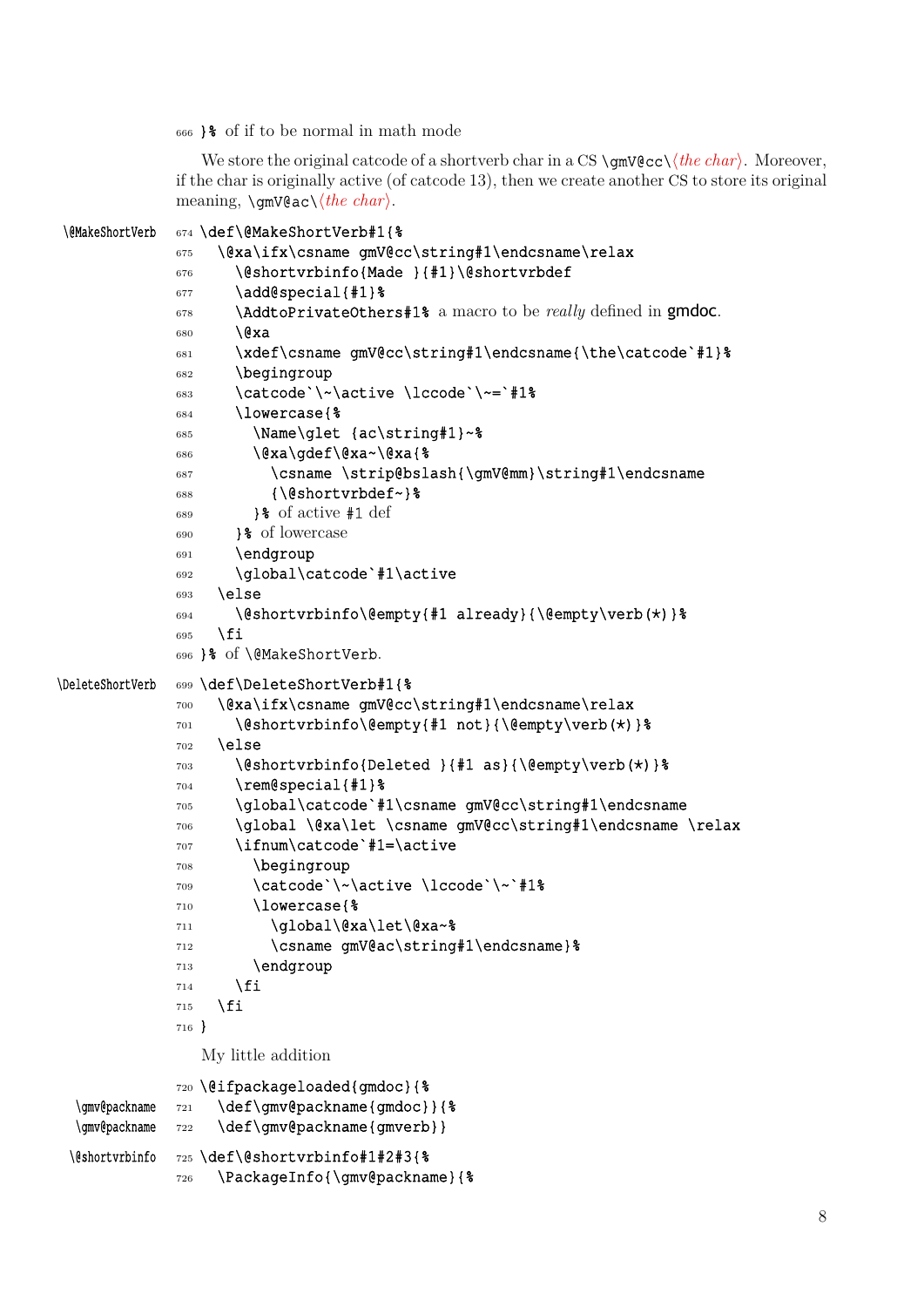```
666 }% of if to be normal in math mode
```

We store the original catcode of a shortverb char in a CS `\gmV@cc\`⟨*the char*⟩. Moreover, if the char is originally active (of catcode 13), then we create another CS to store its original meaning, `\gmV@ac\`⟨*the char*⟩.

`\@MakeShortVerb`

```
674 \def\@MakeShortVerb#1{%
675   \@xa\ifx\csname gmV@cc\string#1\endcsname\relax
676     \@shortvrbinfo{Made }{#1}\@shortvrbdef
677     \add@special{#1}%
678     \AddtoPrivateOthers#1% a macro to be really defined in gmdoc.
680     \@xa
681     \xdef\csname gmV@cc\string#1\endcsname{\the\catcode`#1}%
682     \begingroup
683     \catcode`\~\active \lccode`\~=`#1%
684     \lowercase{%
685       \Name\glet {ac\string#1}~%
686       \@xa\gdef\@xa~\@xa{%
687         \csname \strip@bslash{\gmV@mm}\string#1\endcsname
688         {\@shortvrbdef~}%
689       }% of active #1 def
690     }% of lowercase
691     \endgroup
692     \global\catcode`#1\active
693   \else
694     \@shortvrbinfo\@empty{#1 already}{\@empty\verb(*)}%
695   \fi
696 }% of \@MakeShortVerb.
```

`\DeleteShortVerb`

```
699 \def\DeleteShortVerb#1{%
700   \@xa\ifx\csname gmV@cc\string#1\endcsname\relax
701     \@shortvrbinfo\@empty{#1 not}{\@empty\verb(*)}%
702   \else
703     \@shortvrbinfo{Deleted }{#1 as}{\@empty\verb(*)}%
704     \rem@special{#1}%
705     \global\catcode`#1\csname gmV@cc\string#1\endcsname
706     \global \@xa\let \csname gmV@cc\string#1\endcsname \relax
707     \ifnum\catcode`#1=\active
708       \begingroup
709       \catcode`\~\active \lccode`\~`#1%
710       \lowercase{%
711         \global\@xa\let\@xa~%
712         \csname gmV@ac\string#1\endcsname}%
713       \endgroup
714     \fi
715   \fi
716 }
```

My little addition

`\gmv@packname` `\gmv@packname`

```
720 \@ifpackageloaded{gmdoc}{%
721   \def\gmv@packname{gmdoc}}{%
722   \def\gmv@packname{gmverb}}
```

`\@shortvrbinfo`

```
725 \def\@shortvrbinfo#1#2#3{%
726   \PackageInfo{\gmv@packname}{%
```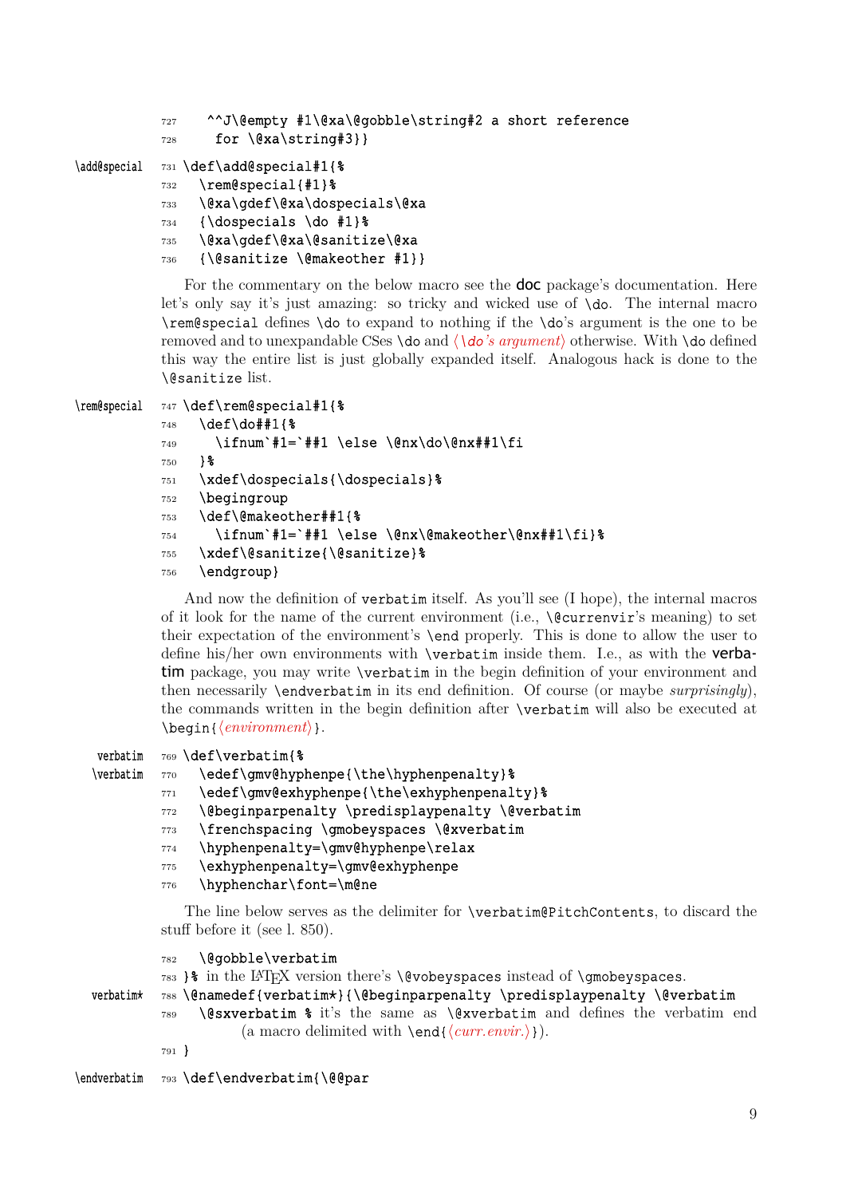```
727   ^^J\@empty #1\@xa\@gobble\string#2 a short reference
728   for \@xa\string#3}}
```

\add@special

```
731 \def\add@special#1{%
732   \rem@special{#1}%
733   \@xa\gdef\@xa\dospecials\@xa
734   {\dospecials \do #1}%
735   \@xa\gdef\@xa\@sanitize\@xa
736   {\@sanitize \@makeother #1}}
```

For the commentary on the below macro see the doc package's documentation. Here let's only say it's just amazing: so tricky and wicked use of `\do`. The internal macro `\rem@special` defines `\do` to expand to nothing if the `\do`'s argument is the one to be removed and to unexpandable CSes `\do` and ⟨*\do's argument*⟩ otherwise. With `\do` defined this way the entire list is just globally expanded itself. Analogous hack is done to the `\@sanitize` list.

\rem@special

```
747 \def\rem@special#1{%
748   \def\do##1{%
749     \ifnum`#1=`##1 \else \@nx\do\@nx##1\fi
750   }%
751   \xdef\dospecials{\dospecials}%
752   \begingroup
753   \def\@makeother##1{%
754     \ifnum`#1=`##1 \else \@nx\@makeother\@nx##1\fi}%
755   \xdef\@sanitize{\@sanitize}%
756   \endgroup}
```

And now the definition of `verbatim` itself. As you'll see (I hope), the internal macros of it look for the name of the current environment (i.e., `\@currenvir`'s meaning) to set their expectation of the environment's `\end` properly. This is done to allow the user to define his/her own environments with `\verbatim` inside them. I.e., as with the verbatim package, you may write `\verbatim` in the begin definition of your environment and then necessarily `\endverbatim` in its end definition. Of course (or maybe *surprisingly*), the commands written in the begin definition after `\verbatim` will also be executed at `\begin{`⟨*environment*⟩`}`.

verbatim
\verbatim

```
769 \def\verbatim{%
770   \edef\gmv@hyphenpe{\the\hyphenpenalty}%
771   \edef\gmv@exhyphenpe{\the\exhyphenpenalty}%
772   \@beginparpenalty \predisplaypenalty \@verbatim
773   \frenchspacing \gmobeyspaces \@xverbatim
774   \hyphenpenalty=\gmv@hyphenpe\relax
775   \exhyphenpenalty=\gmv@exhyphenpe
776   \hyphenchar\font=\m@ne
```

The line below serves as the delimiter for `\verbatim@PitchContents`, to discard the stuff before it (see l. 850).

```
782   \@gobble\verbatim
783 }% in the LaTeX version there's \@vobeyspaces instead of \gmobeyspaces.
```

verbatim*

```
788 \@namedef{verbatim*}{\@beginparpenalty \predisplaypenalty \@verbatim
789   \@sxverbatim % it's the same as \@xverbatim and defines the verbatim end
          (a macro delimited with \end{⟨curr.envir.⟩}).
791 }
```

\endverbatim

```
793 \def\endverbatim{\@@par
```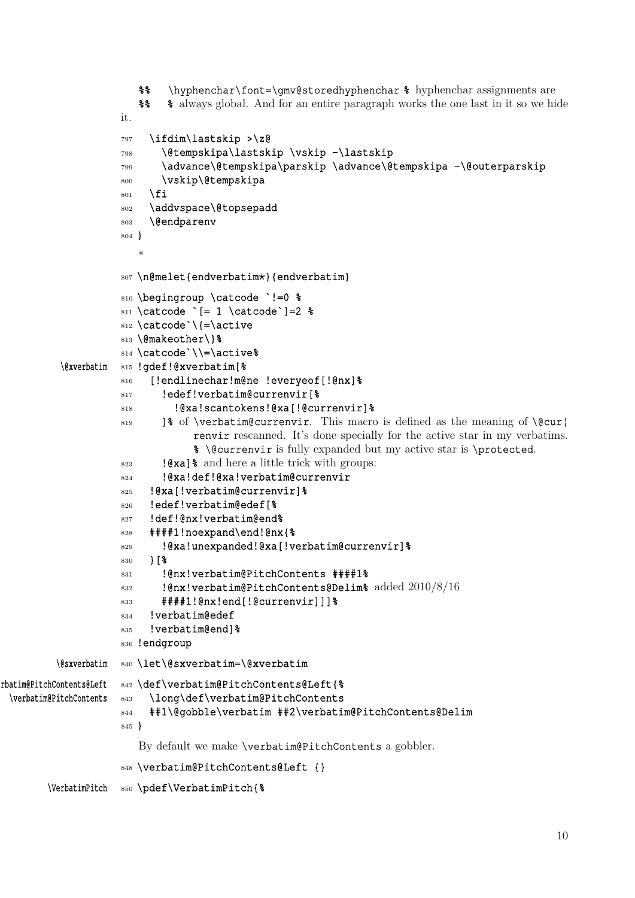```
%%   \hyphenchar\font=\gmv@storedhyphenchar % hyphenchar assignments are
%%   % always global. And for an entire paragraph works the one last in it so we hide
it.
797   \ifdim\lastskip >\z@
798     \@tempskipa\lastskip \vskip -\lastskip
799     \advance\@tempskipa\parskip \advance\@tempskipa -\@outerparskip
800     \vskip\@tempskipa
801   \fi
802   \addvspace\@topsepadd
803   \@endparenv
804 }
```

\*

```
807 \n@melet{endverbatim*}{endverbatim}

810 \begingroup \catcode `!=0 %
811 \catcode `[= 1 \catcode`]=2 %
812 \catcode`\{=\active
813 \@makeother\}%
814 \catcode`\\=\active%
815 !gdef!@xverbatim[%                                          \@xverbatim
816   [!endlinechar!m@ne !everyeof[!@nx]%
817     !edef!verbatim@currenvir[%
818       !@xa!scantokens!@xa[!@currenvir]%
819     ]% of \verbatim@currenvir. This macro is defined as the meaning of \@currenvir rescanned. It's done specially for the active star in my verbatims.
        % \@currenvir is fully expanded but my active star is \protected.
823     !@xa]% and here a little trick with groups:
824     !@xa!def!@xa!verbatim@currenvir
825   !@xa[!verbatim@currenvir]%
826   !edef!verbatim@edef[%
827   !def!@nx!verbatim@end%
828   ####1!noexpand!end!@nx{%
829     !@xa!unexpanded!@xa[!verbatim@currenvir]%
830   }[%
831     !@nx!verbatim@PitchContents ####1%
832     !@nx!verbatim@PitchContents@Delim% added 2010/8/16
833     ####1!@nx!end[!@currenvir]]]%
834   !verbatim@edef
835   !verbatim@end]%
836 !endgroup

840 \let\@sxverbatim=\@xverbatim                                \@sxverbatim

842 \def\verbatim@PitchContents@Left{%                          \verbatim@PitchContents@Left
843   \long\def\verbatim@PitchContents                          \verbatim@PitchContents
844   ##1\@gobble\verbatim ##2\verbatim@PitchContents@Delim
845 }
```

By default we make `\verbatim@PitchContents` a gobbler.

```
848 \verbatim@PitchContents@Left {}

850 \pdef\VerbatimPitch{%                                       \VerbatimPitch
```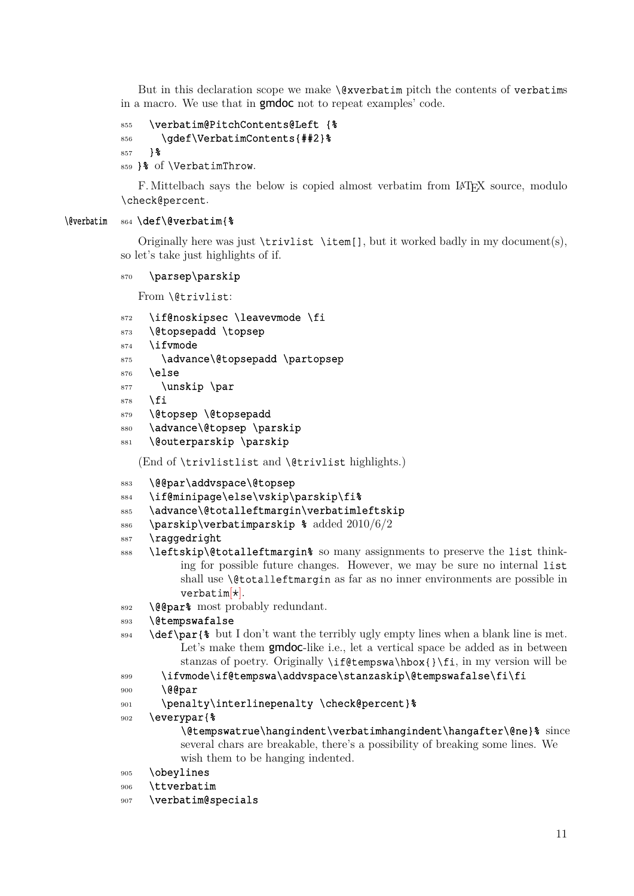But in this declaration scope we make `\@xverbatim` pitch the contents of `verbatim`s in a macro. We use that in gmdoc not to repeat examples' code.

```
855   \verbatim@PitchContents@Left {%
856     \gdef\VerbatimContents{##2}%
857   }%
859 }% of \VerbatimThrow.
```

F. Mittelbach says the below is copied almost verbatim from LaTeX source, modulo `\check@percent`.

`\@verbatim`

```
864 \def\@verbatim{%
```

Originally here was just `\trivlist \item[]`, but it worked badly in my document(s), so let's take just highlights of if.

```
870   \parsep\parskip
```

From `\@trivlist`:

```
872   \if@noskipsec \leavevmode \fi
873   \@topsepadd \topsep
874   \ifvmode
875     \advance\@topsepadd \partopsep
876   \else
877     \unskip \par
878   \fi
879   \@topsep \@topsepadd
880   \advance\@topsep \parskip
881   \@outerparskip \parskip
```

(End of `\trivlistlist` and `\@trivlist` highlights.)

```
883   \@@par\addvspace\@topsep
884   \if@minipage\else\vskip\parskip\fi%
885   \advance\@totalleftmargin\verbatimleftskip
886   \parskip\verbatimparskip % added 2010/6/2
887   \raggedright
888   \leftskip\@totalleftmargin% so many assignments to preserve the list thinking for possible future changes. However, we may be sure no internal list shall use \@totalleftmargin as far as no inner environments are possible in verbatim[*].
892   \@@par% most probably redundant.
893   \@tempswafalse
894   \def\par{% but I don't want the terribly ugly empty lines when a blank line is met. Let's make them gmdoc-like i.e., let a vertical space be added as in between stanzas of poetry. Originally \if@tempswa\hbox{}\fi, in my version will be
899     \ifvmode\if@tempswa\addvspace\stanzaskip\@tempswafalse\fi\fi
900     \@@par
901     \penalty\interlinepenalty \check@percent}%
902   \everypar{%
        \@tempswatrue\hangindent\verbatimhangindent\hangafter\@ne}% since several chars are breakable, there's a possibility of breaking some lines. We wish them to be hanging indented.
905   \obeylines
906   \ttverbatim
907   \verbatim@specials
```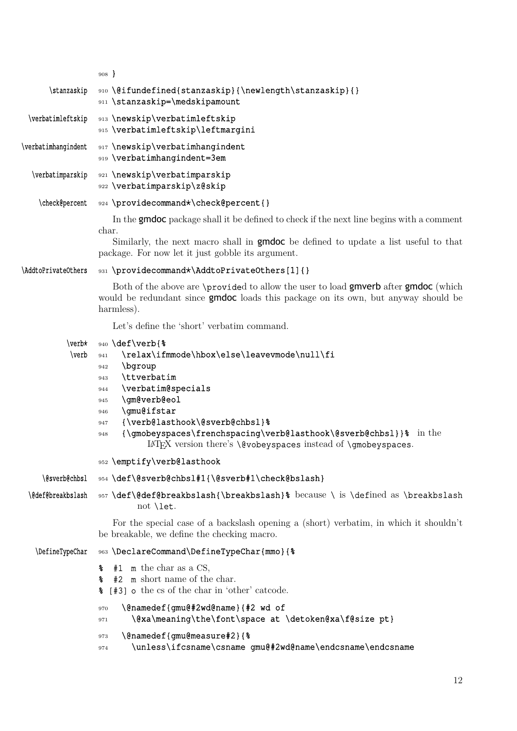```
908 }
```

\stanzaskip
```
910 \@ifundefined{stanzaskip}{\newlength\stanzaskip}{}
911 \stanzaskip=\medskipamount
```

\verbatimleftskip
```
913 \newskip\verbatimleftskip
915 \verbatimleftskip\leftmargini
```

\verbatimhangindent
```
917 \newskip\verbatimhangindent
919 \verbatimhangindent=3em
```

\verbatimparskip
```
921 \newskip\verbatimparskip
922 \verbatimparskip\z@skip
```

\check@percent
```
924 \providecommand*\check@percent{}
```

In the **gmdoc** package shall it be defined to check if the next line begins with a comment char.

Similarly, the next macro shall in **gmdoc** be defined to update a list useful to that package. For now let it just gobble its argument.

\AddtoPrivateOthers
```
931 \providecommand*\AddtoPrivateOthers[1]{}
```

Both of the above are `\provide`d to allow the user to load **gmverb** after **gmdoc** (which would be redundant since **gmdoc** loads this package on its own, but anyway should be harmless).

Let's define the 'short' verbatim command.

\verb* \verb
```
940 \def\verb{%
941   \relax\ifmmode\hbox\else\leavevmode\null\fi
942   \bgroup
943   \ttverbatim
944   \verbatim@specials
945   \gm@verb@eol
946   \gmu@ifstar
947   {\verb@lasthook\@sverb@chbsl}%
948   {\gmobeyspaces\frenchspacing\verb@lasthook\@sverb@chbsl}}%
```
in the LaTeX version there's `\@vobeyspaces` instead of `\gmobeyspaces`.

```
952 \emptify\verb@lasthook
```

\@sverb@chbsl
```
954 \def\@sverb@chbsl#1{\@sverb#1\check@bslash}
```

\@def@breakbslash
```
957 \def\@def@breakbslash{\breakbslash}%
```
because `\` is `\def`ined as `\breakbslash` not `\let`.

For the special case of a backslash opening a (short) verbatim, in which it shouldn't be breakable, we define the checking macro.

\DefineTypeChar
```
963 \DeclareCommand\DefineTypeChar{mmo}{%
```

`%  #1  m` the char as a CS,
`%  #2  m` short name of the char.
`% [#3] o` the cs of the char in 'other' catcode.

```
970   \@namedef{gmu@#2wd@name}{#2 wd of
971     \@xa\meaning\the\font\space at \detoken@xa\f@size pt}
973   \@namedef{gmu@measure#2}{%
974     \unless\ifcsname\csname gmu@#2wd@name\endcsname\endcsname
```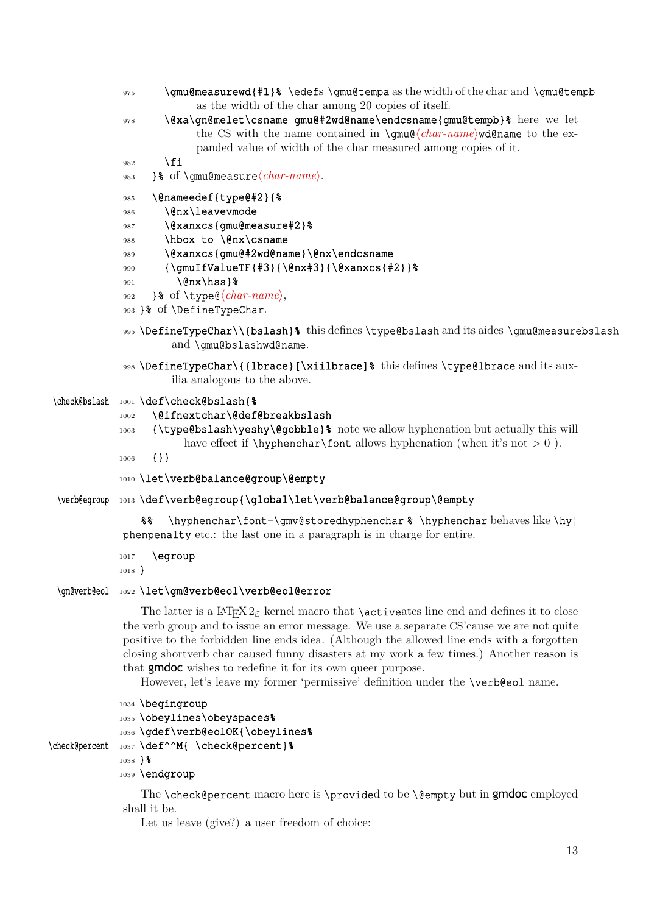```
975     \gmu@measurewd{#1}% \edefs \gmu@tempa as the width of the char and \gmu@tempb
            as the width of the char among 20 copies of itself.
978     \@xa\gn@melet\csname gmu@#2wd@name\endcsname{gmu@tempb}% here we let
            the CS with the name contained in \gmu@⟨char-name⟩wd@name to the ex-
            panded value of width of the char measured among copies of it.
982     \fi
983   }% of \gmu@measure⟨char-name⟩.

985   \@nameedef{type@#2}{%
986     \@nx\leavevmode
987     \@xanxcs{gmu@measure#2}%
988     \hbox to \@nx\csname
989     \@xanxcs{gmu@#2wd@name}\@nx\endcsname
990     {\gmuIfValueTF{#3}{\@nx#3}{\@xanxcs{#2}}%
991       \@nx\hss}%
992   }% of \type@⟨char-name⟩,
993 }% of \DefineTypeChar.

995 \DefineTypeChar\\{bslash}% this defines \type@bslash and its aides \gmu@measurebslash
        and \gmu@bslashwd@name.

998 \DefineTypeChar\{{lbrace}[\xiilbrace]% this defines \type@lbrace and its aux-
        ilia analogous to the above.

\check@bslash
1001 \def\check@bslash{%
1002   \@ifnextchar\@def@breakbslash
1003   {\type@bslash\yeshy\@gobble}% note we allow hyphenation but actually this will
            have effect if \hyphenchar\font allows hyphenation (when it's not > 0 ).
1006   {}}

1010 \let\verb@balance@group\@empty

\verb@egroup
1013 \def\verb@egroup{\global\let\verb@balance@group\@empty
```

`%%   \hyphenchar\font=\gmv@storedhyphenchar %` `\hyphenchar` behaves like `\hyphenpenalty` etc.: the last one in a paragraph is in charge for entire.

```
1017   \egroup
1018 }

\gm@verb@eol
1022 \let\gm@verb@eol\verb@eol@error
```

The latter is a LaTeX $2_\varepsilon$ kernel macro that `\active`ates line end and defines it to close the verb group and to issue an error message. We use a separate CS'cause we are not quite positive to the forbidden line ends idea. (Although the allowed line ends with a forgotten closing shortverb char caused funny disasters at my work a few times.) Another reason is that gmdoc wishes to redefine it for its own queer purpose.

However, let's leave my former 'permissive' definition under the `\verb@eol` name.

```
1034 \begingroup
1035 \obeylines\obeyspaces%
1036 \gdef\verb@eolOK{\obeylines%
\check@percent
1037 \def^^M{ \check@percent}%
1038 }%
1039 \endgroup
```

The `\check@percent` macro here is `\provide`d to be `\@empty` but in gmdoc employed shall it be.

Let us leave (give?) a user freedom of choice: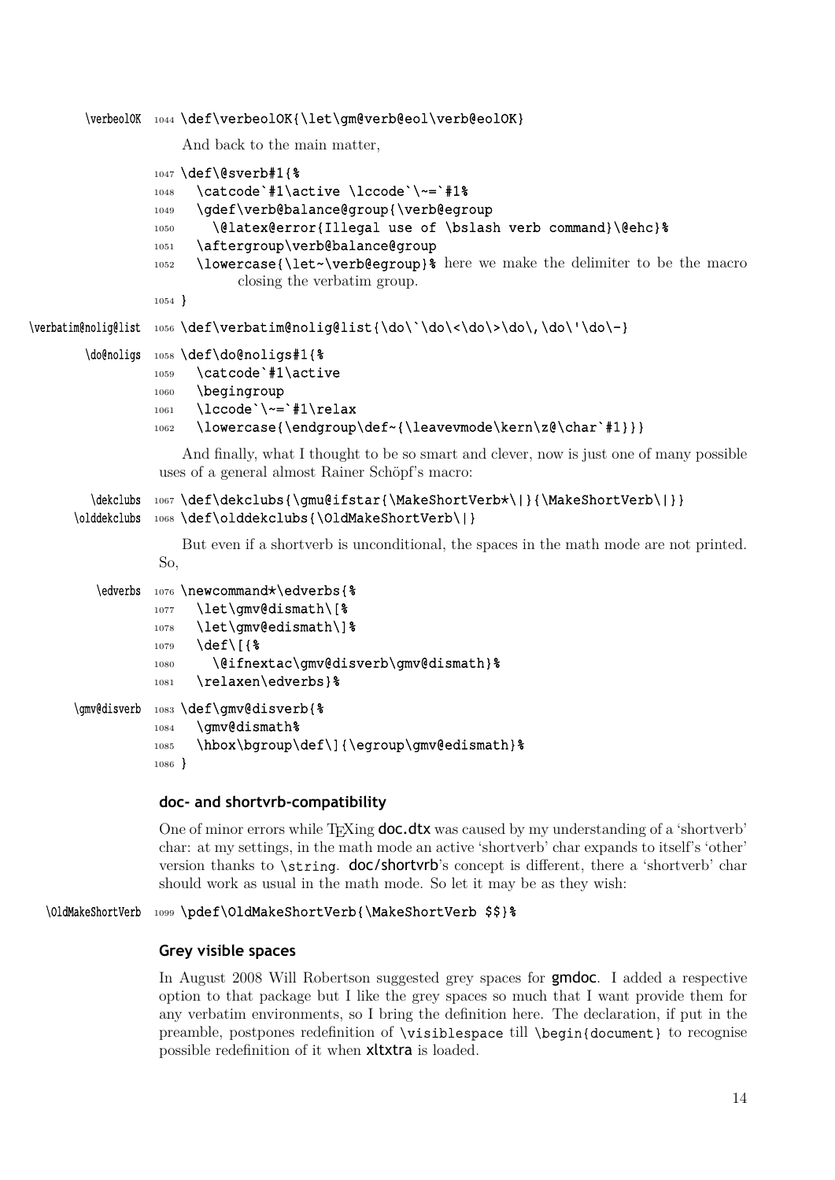```
\verbeolOK 1044 \def\verbeolOK{\let\gm@verb@eol\verb@eolOK}
```

And back to the main matter,

```
1047 \def\@sverb#1{%
1048   \catcode`#1\active \lccode`\~=`#1%
1049   \gdef\verb@balance@group{\verb@egroup
1050     \@latex@error{Illegal use of \bslash verb command}\@ehc}%
1051   \aftergroup\verb@balance@group
1052   \lowercase{\let~\verb@egroup}% here we make the delimiter to be the macro
          closing the verbatim group.
1054 }
```

```
\verbatim@nolig@list 1056 \def\verbatim@nolig@list{\do\`\do\<\do\>\do\,\do\'\do\-}
```

```
\do@noligs 1058 \def\do@noligs#1{%
1059   \catcode`#1\active
1060   \begingroup
1061   \lccode`\~=`#1\relax
1062   \lowercase{\endgroup\def~{\leavevmode\kern\z@\char`#1}}}
```

And finally, what I thought to be so smart and clever, now is just one of many possible uses of a general almost Rainer Schöpf's macro:

```
\dekclubs    1067 \def\dekclubs{\gmu@ifstar{\MakeShortVerb*\|}{\MakeShortVerb\|}}
\olddekclubs 1068 \def\olddekclubs{\OldMakeShortVerb\|}
```

But even if a shortverb is unconditional, the spaces in the math mode are not printed. So,

```
\edverbs 1076 \newcommand*\edverbs{%
1077   \let\gmv@dismath\[%
1078   \let\gmv@edismath\]%
1079   \def\[{%
1080     \@ifnextac\gmv@disverb\gmv@dismath}%
1081   \relaxen\edverbs}%
```

```
\gmv@disverb 1083 \def\gmv@disverb{%
1084   \gmv@dismath%
1085   \hbox\bgroup\def\]{\egroup\gmv@edismath}%
1086 }
```

### doc- and shortvrb-compatibility

One of minor errors while TEXing **doc.dtx** was caused by my understanding of a 'shortverb' char: at my settings, in the math mode an active 'shortverb' char expands to itself's 'other' version thanks to `\string`. **doc/shortvrb**'s concept is different, there a 'shortverb' char should work as usual in the math mode. So let it may be as they wish:

```
\OldMakeShortVerb 1099 \pdef\OldMakeShortVerb{\MakeShortVerb $$}%
```

### Grey visible spaces

In August 2008 Will Robertson suggested grey spaces for **gmdoc**. I added a respective option to that package but I like the grey spaces so much that I want provide them for any verbatim environments, so I bring the definition here. The declaration, if put in the preamble, postpones redefinition of `\visiblespace` till `\begin{document}` to recognise possible redefinition of it when **xltxtra** is loaded.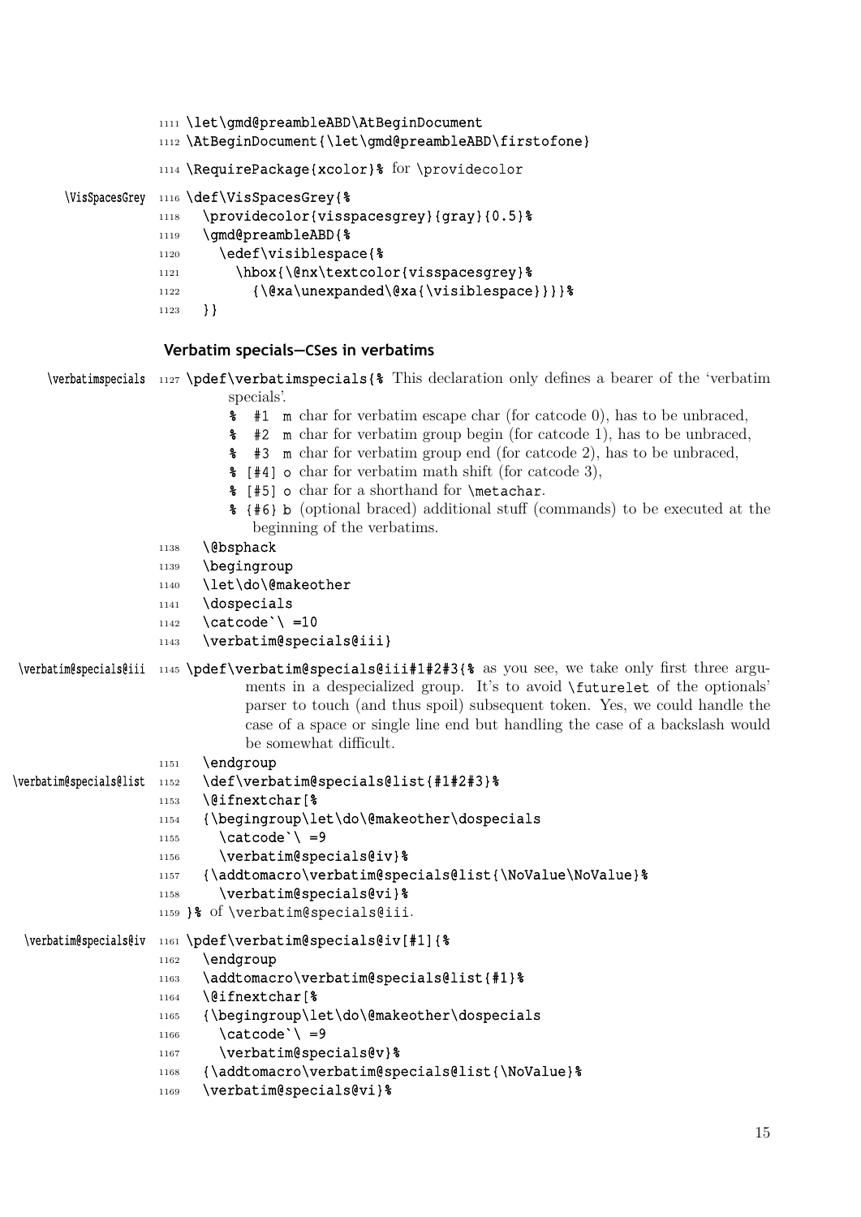```
1111 \let\gmd@preambleABD\AtBeginDocument
1112 \AtBeginDocument{\let\gmd@preambleABD\firstofone}
1114 \RequirePackage{xcolor}% for \providecolor
```

\VisSpacesGrey

```
1116 \def\VisSpacesGrey{%
1118   \providecolor{visspacesgrey}{gray}{0.5}%
1119   \gmd@preambleABD{%
1120     \edef\visiblespace{%
1121       \hbox{\@nx\textcolor{visspacesgrey}%
1122         {\@xa\unexpanded\@xa{\visiblespace}}}}%
1123   }}
```

## Verbatim specials—CSes in verbatims

\verbatimspecials

```
1127 \pdef\verbatimspecials{% This declaration only defines a bearer of the 'verbatim
         specials'.
       % #1 m char for verbatim escape char (for catcode 0), has to be unbraced,
       % #2 m char for verbatim group begin (for catcode 1), has to be unbraced,
       % #3 m char for verbatim group end (for catcode 2), has to be unbraced,
       % [#4] o char for verbatim math shift (for catcode 3),
       % [#5] o char for a shorthand for \metachar.
       % {#6} b (optional braced) additional stuff (commands) to be executed at the
           beginning of the verbatims.
1138   \@bsphack
1139   \begingroup
1140   \let\do\@makeother
1141   \dospecials
1142   \catcode`\ =10
1143   \verbatim@specials@iii}
```

\verbatim@specials@iii

```
1145 \pdef\verbatim@specials@iii#1#2#3{% as you see, we take only first three argu-
         ments in a despecialized group. It's to avoid \futurelet of the optionals'
         parser to touch (and thus spoil) subsequent token. Yes, we could handle the
         case of a space or single line end but handling the case of a backslash would
         be somewhat difficult.
1151   \endgroup
```

\verbatim@specials@list

```
1152   \def\verbatim@specials@list{#1#2#3}%
1153   \@ifnextchar[%
1154   {\begingroup\let\do\@makeother\dospecials
1155     \catcode`\ =9
1156     \verbatim@specials@iv}%
1157   {\addtomacro\verbatim@specials@list{\NoValue\NoValue}%
1158     \verbatim@specials@vi}%
1159 }% of \verbatim@specials@iii.
```

\verbatim@specials@iv

```
1161 \pdef\verbatim@specials@iv[#1]{%
1162   \endgroup
1163   \addtomacro\verbatim@specials@list{#1}%
1164   \@ifnextchar[%
1165   {\begingroup\let\do\@makeother\dospecials
1166     \catcode`\ =9
1167     \verbatim@specials@v}%
1168   {\addtomacro\verbatim@specials@list{\NoValue}%
1169   \verbatim@specials@vi}%
```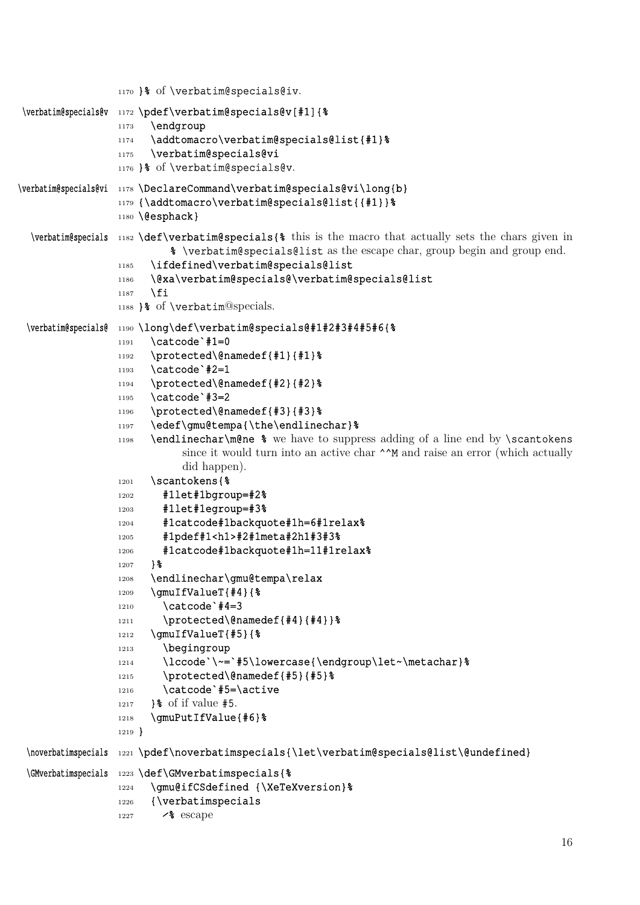```
1170 }% of \verbatim@specials@iv.

\verbatim@specials@v
1172 \pdef\verbatim@specials@v[#1]{%
1173   \endgroup
1174   \addtomacro\verbatim@specials@list{#1}%
1175   \verbatim@specials@vi
1176 }% of \verbatim@specials@v.

\verbatim@specials@vi
1178 \DeclareCommand\verbatim@specials@vi\long{b}
1179 {\addtomacro\verbatim@specials@list{{#1}}%
1180 \@esphack}

\verbatim@specials
1182 \def\verbatim@specials{% this is the macro that actually sets the chars given in
     % \verbatim@specials@list as the escape char, group begin and group end.
1185   \ifdefined\verbatim@specials@list
1186   \@xa\verbatim@specials@\verbatim@specials@list
1187   \fi
1188 }% of \verbatim@specials.

\verbatim@specials@
1190 \long\def\verbatim@specials@#1#2#3#4#5#6{%
1191   \catcode`#1=0
1192   \protected\@namedef{#1}{#1}%
1193   \catcode`#2=1
1194   \protected\@namedef{#2}{#2}%
1195   \catcode`#3=2
1196   \protected\@namedef{#3}{#3}%
1197   \edef\gmu@tempa{\the\endlinechar}%
1198   \endlinechar\m@ne % we have to suppress adding of a line end by \scantokens
        since it would turn into an active char ^^M and raise an error (which actually
        did happen).
1201   \scantokens{%
1202     #1let#1bgroup=#2%
1203     #1let#1egroup=#3%
1204     #1catcode#1backquote#1h=6#1relax%
1205     #1pdef#1<h1>#2#1meta#2h1#3#3%
1206     #1catcode#1backquote#1h=11#1relax%
1207   }%
1208   \endlinechar\gmu@tempa\relax
1209   \gmuIfValueT{#4}{%
1210     \catcode`#4=3
1211     \protected\@namedef{#4}{#4}}%
1212   \gmuIfValueT{#5}{%
1213     \begingroup
1214     \lccode`\~=`#5\lowercase{\endgroup\let~\metachar}%
1215     \protected\@namedef{#5}{#5}%
1216     \catcode`#5=\active
1217   }% of if value #5.
1218   \gmuPutIfValue{#6}%
1219 }

\noverbatimspecials
1221 \pdef\noverbatimspecials{\let\verbatim@specials@list\@undefined}

\GMverbatimspecials
1223 \def\GMverbatimspecials{%
1224   \gmu@ifCSdefined {\XeTeXversion}%
1226   {\verbatimspecials
1227     ⁄% escape
```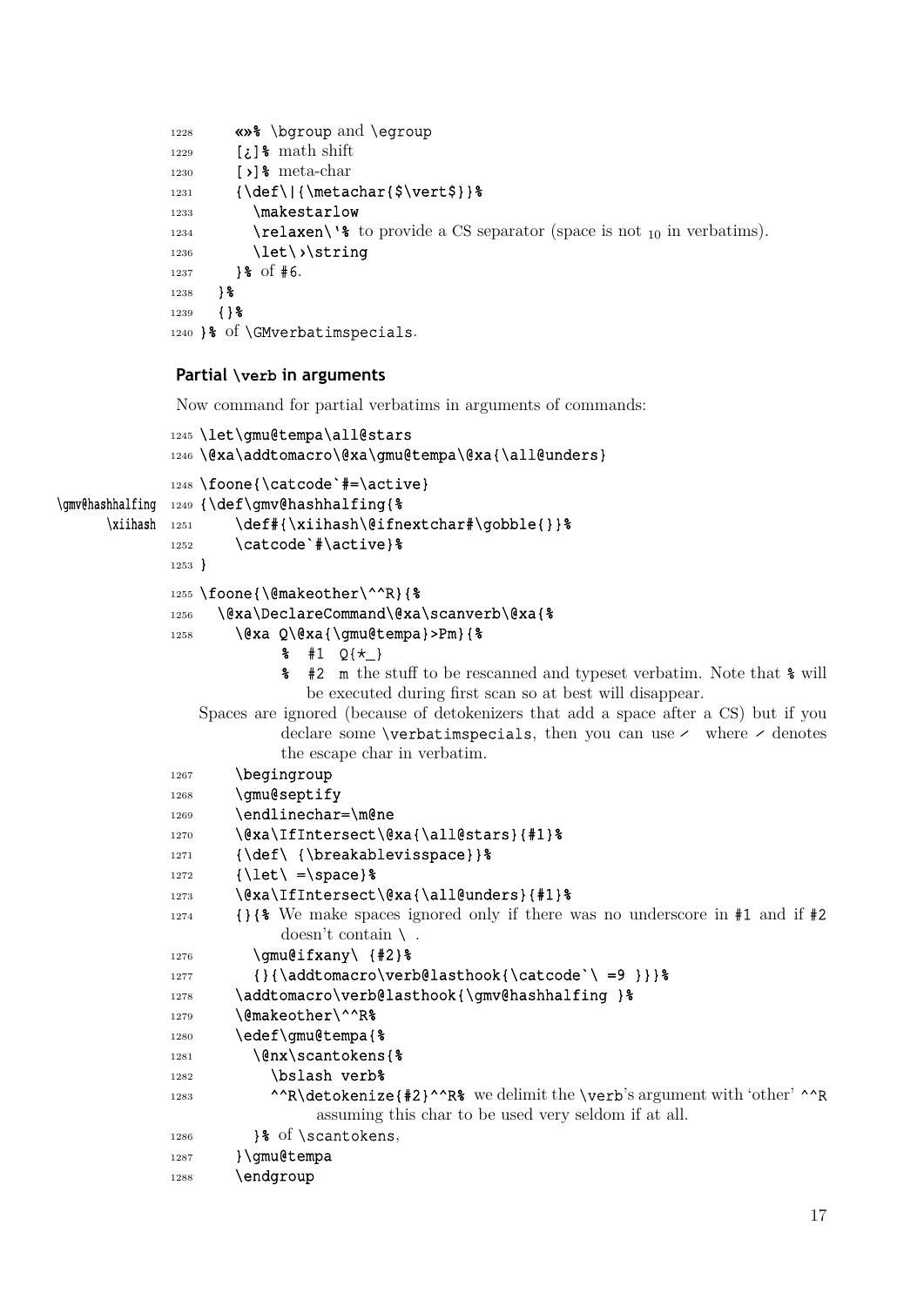```
1228     «»% \bgroup and \egroup
1229     [¿]% math shift
1230     [›]% meta-char
1231     {\def\|{\metachar{$\vert$}}%
1233       \makestarlow
1234       \relaxen\'% to provide a CS separator (space is not 10 in verbatims).
1236       \let\›\string
1237     }% of #6.
1238   }%
1239   {}%
1240 }% of \GMverbatimspecials.
```

### Partial \verb in arguments

Now command for partial verbatims in arguments of commands:

```
1245 \let\gmu@tempa\all@stars
1246 \@xa\addtomacro\@xa\gmu@tempa\@xa{\all@unders}

1248 \foone{\catcode`#=\active}
1249 {\def\gmv@hashhalfing{%                          \gmv@hashhalfing
1251     \def#{\xiihash\@ifnextchar#\gobble{}}%           \xiihash
1252     \catcode`#\active}%
1253 }

1255 \foone{\@makeother\^^R}{%
1256   \@xa\DeclareCommand\@xa\scanverb\@xa{%
1258     \@xa Q\@xa{\gmu@tempa}>Pm}{%
           % #1 Q{*_}
           % #2 m the stuff to be rescanned and typeset verbatim. Note that % will
               be executed during first scan so at best will disappear.
   Spaces are ignored (because of detokenizers that add a space after a CS) but if you
           declare some \verbatimspecials, then you can use ⁄  where ⁄ denotes
           the escape char in verbatim.
1267     \begingroup
1268     \gmu@septify
1269     \endlinechar=\m@ne
1270     \@xa\IfIntersect\@xa{\all@stars}{#1}%
1271     {\def\ {\breakablevisspace}}%
1272     {\let\ =\space}%
1273     \@xa\IfIntersect\@xa{\all@unders}{#1}%
1274     {}{% We make spaces ignored only if there was no underscore in #1 and if #2
           doesn't contain \ .
1276       \gmu@ifxany\ {#2}%
1277       {}{\addtomacro\verb@lasthook{\catcode`\ =9 }}}%
1278     \addtomacro\verb@lasthook{\gmv@hashhalfing }%
1279     \@makeother\^^R%
1280     \edef\gmu@tempa{%
1281       \@nx\scantokens{%
1282         \bslash verb%
1283         ^^R\detokenize{#2}^^R% we delimit the \verb's argument with 'other' ^^R
               assuming this char to be used very seldom if at all.
1286       }% of \scantokens,
1287     }\gmu@tempa
1288     \endgroup
```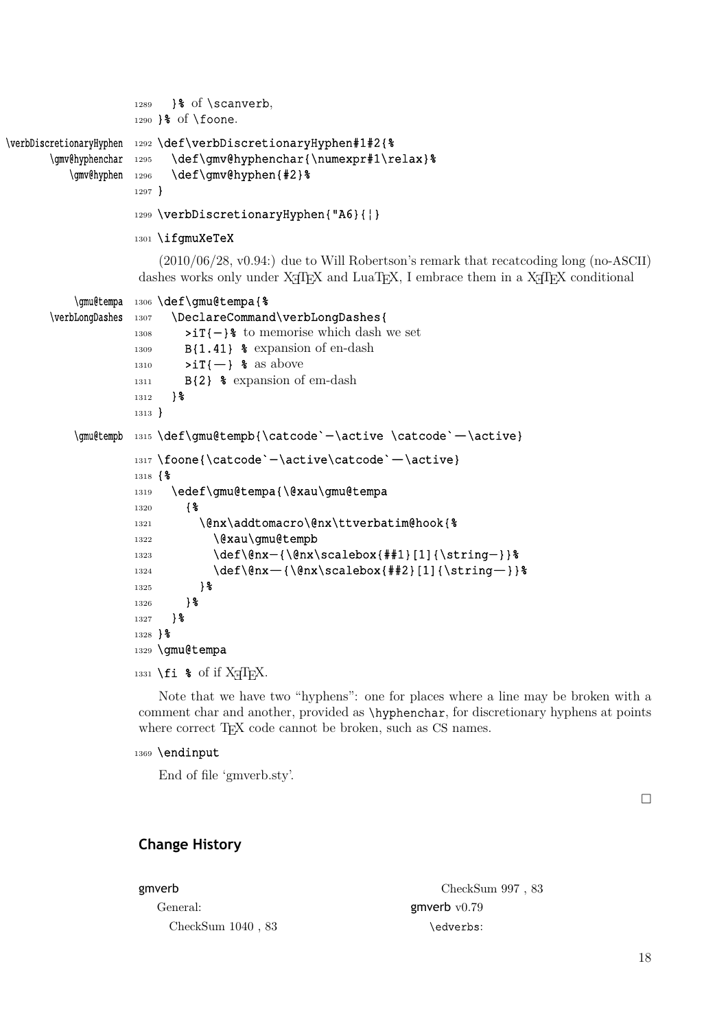```
1289   }% of \scanverb,
1290 }% of \foone.
```

```
1292 \def\verbDiscretionaryHyphen#1#2{%
1295   \def\gmv@hyphenchar{\numexpr#1\relax}%
1296   \def\gmv@hyphen{#2}%
1297 }
```

```
1299 \verbDiscretionaryHyphen{"A6}{¦}
```

```
1301 \ifgmuXeTeX
```

(2010/06/28, v0.94:) due to Will Robertson's remark that recatcoding long (no-ASCII) dashes works only under XƎTEX and LuaTEX, I embrace them in a XƎTEX conditional

```
1306 \def\gmu@tempa{%
1307   \DeclareCommand\verbLongDashes{
1308     >iT{–}% to memorise which dash we set
1309     B{1.41} % expansion of en-dash
1310     >iT{—} % as above
1311     B{2} % expansion of em-dash
1312   }%
1313 }
```

```
1315 \def\gmu@tempb{\catcode`–\active \catcode`—\active}
```

```
1317 \foone{\catcode`–\active\catcode`—\active}
1318 {%
1319   \edef\gmu@tempa{\@xau\gmu@tempa
1320     {%
1321       \@nx\addtomacro\@nx\ttverbatim@hook{%
1322         \@xau\gmu@tempb
1323         \def\@nx–{\@nx\scalebox{##1}[1]{\string–}}%
1324         \def\@nx—{\@nx\scalebox{##2}[1]{\string—}}%
1325       }%
1326     }%
1327   }%
1328 }%
1329 \gmu@tempa
```

```
1331 \fi % of if XeTeX.
```

Note that we have two "hyphens": one for places where a line may be broken with a comment char and another, provided as `\hyphenchar`, for discretionary hyphens at points where correct TEX code cannot be broken, such as CS names.

```
1369 \endinput
```

End of file 'gmverb.sty'.

□

## Change History

gmverb

General:

CheckSum 1040 , 83

CheckSum 997 , 83

gmverb v0.79

`\edverbs`: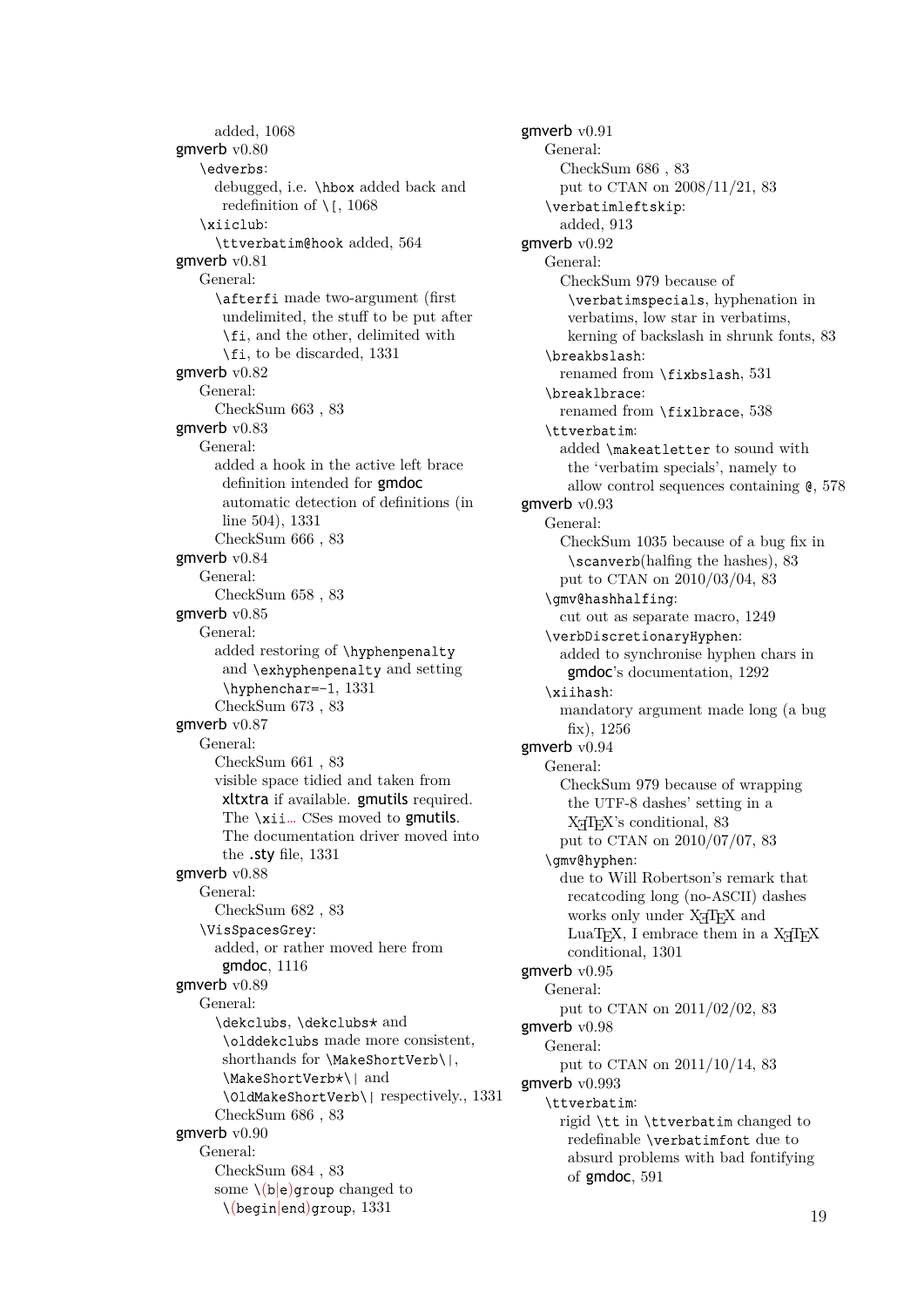added, 1068

gmverb v0.80
- \edverbs:
  - debugged, i.e. \hbox added back and redefinition of \[, 1068
- \xiiclub:
  - \ttverbatim@hook added, 564

gmverb v0.81
- General:
  - \afterfi made two-argument (first undelimited, the stuff to be put after \fi, and the other, delimited with \fi, to be discarded, 1331

gmverb v0.82
- General:
  - CheckSum 663 , 83

gmverb v0.83
- General:
  - added a hook in the active left brace definition intended for gmdoc automatic detection of definitions (in line 504), 1331
  - CheckSum 666 , 83

gmverb v0.84
- General:
  - CheckSum 658 , 83

gmverb v0.85
- General:
  - added restoring of \hyphenpenalty and \exhyphenpenalty and setting \hyphenchar=-1, 1331
  - CheckSum 673 , 83

gmverb v0.87
- General:
  - CheckSum 661 , 83
  - visible space tidied and taken from xltxtra if available. gmutils required. The \xii… CSes moved to gmutils. The documentation driver moved into the .sty file, 1331

gmverb v0.88
- General:
  - CheckSum 682 , 83
- \VisSpacesGrey:
  - added, or rather moved here from gmdoc, 1116

gmverb v0.89
- General:
  - \dekclubs, \dekclubs* and \olddekclubs made more consistent, shorthands for \MakeShortVerb\|, \MakeShortVerb*\| and \OldMakeShortVerb\| respectively., 1331
  - CheckSum 686 , 83

gmverb v0.90
- General:
  - CheckSum 684 , 83
  - some \(b|e)group changed to \(begin|end)group, 1331

gmverb v0.91
- General:
  - CheckSum 686 , 83
  - put to CTAN on 2008/11/21, 83
- \verbatimleftskip:
  - added, 913

gmverb v0.92
- General:
  - CheckSum 979 because of \verbatimspecials, hyphenation in verbatims, low star in verbatims, kerning of backslash in shrunk fonts, 83
- \breakbslash:
  - renamed from \fixbslash, 531
- \breaklbrace:
  - renamed from \fixlbrace, 538
- \ttverbatim:
  - added \makeatletter to sound with the 'verbatim specials', namely to allow control sequences containing @, 578

gmverb v0.93
- General:
  - CheckSum 1035 because of a bug fix in \scanverb(halfing the hashes), 83
  - put to CTAN on 2010/03/04, 83
- \gmv@hashhalfing:
  - cut out as separate macro, 1249
- \verbDiscretionaryHyphen:
  - added to synchronise hyphen chars in gmdoc's documentation, 1292
- \xiihash:
  - mandatory argument made long (a bug fix), 1256

gmverb v0.94
- General:
  - CheckSum 979 because of wrapping the UTF-8 dashes' setting in a XeTeX's conditional, 83
  - put to CTAN on 2010/07/07, 83
- \gmv@hyphen:
  - due to Will Robertson's remark that recatcoding long (no-ASCII) dashes works only under XeTeX and LuaTeX, I embrace them in a XeTeX conditional, 1301

gmverb v0.95
- General:
  - put to CTAN on 2011/02/02, 83

gmverb v0.98
- General:
  - put to CTAN on 2011/10/14, 83

gmverb v0.993
- \ttverbatim:
  - rigid \tt in \ttverbatim changed to redefinable \verbatimfont due to absurd problems with bad fontifying of gmdoc, 591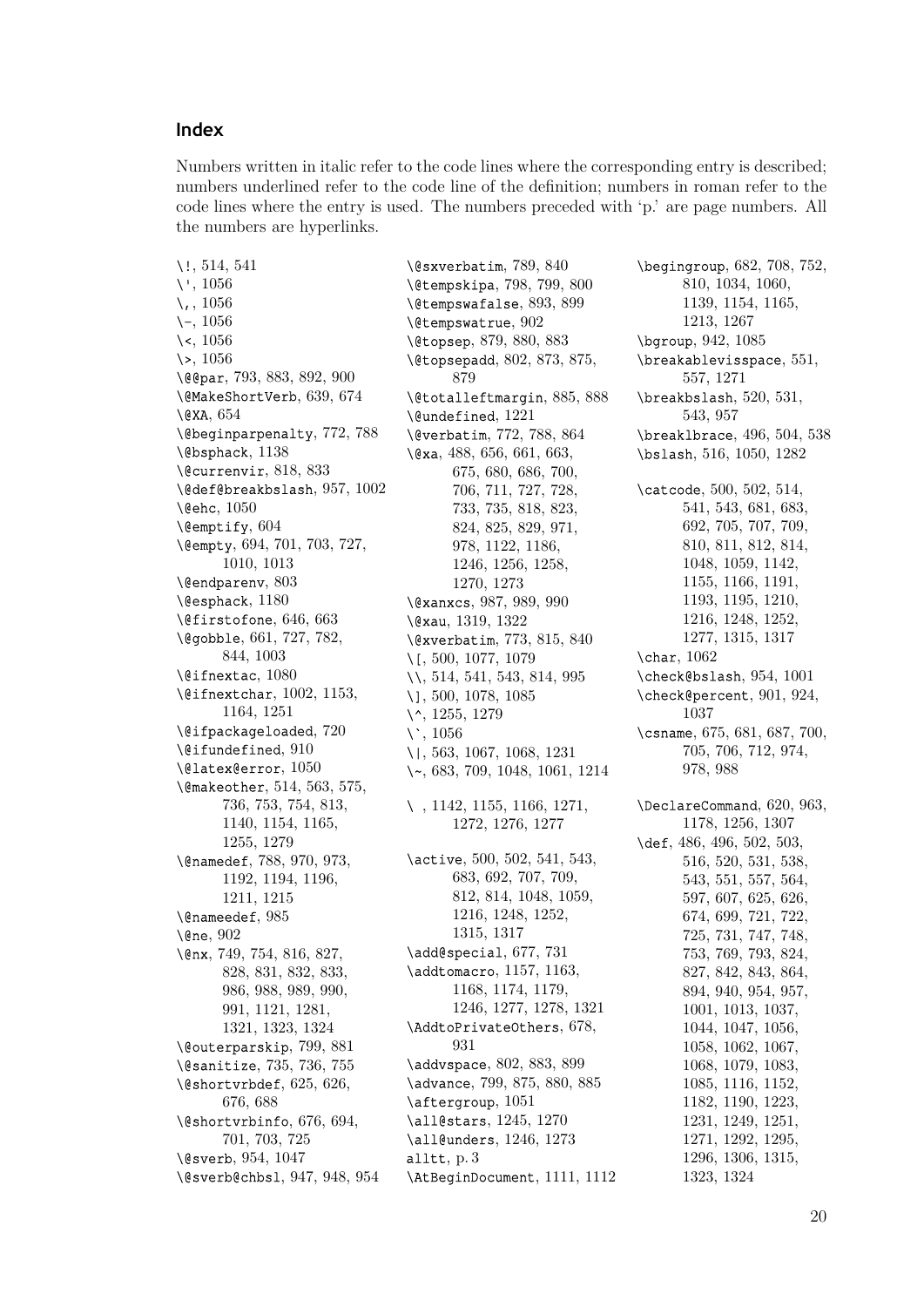## Index

Numbers written in italic refer to the code lines where the corresponding entry is described; numbers underlined refer to the code line of the definition; numbers in roman refer to the code lines where the entry is used. The numbers preceded with 'p.' are page numbers. All the numbers are hyperlinks.

\!, 514, 541
\', 1056
\,, 1056
\-, 1056
\<, 1056
\>, 1056
\@@par, 793, 883, 892, 900
\@MakeShortVerb, 639, 674
\@XA, 654
\@beginparpenalty, 772, 788
\@bsphack, 1138
\@currenvir, 818, 833
\@def@breakbslash, 957, 1002
\@ehc, 1050
\@emptify, 604
\@empty, 694, 701, 703, 727, 1010, 1013
\@endparenv, 803
\@esphack, 1180
\@firstofone, 646, 663
\@gobble, 661, 727, 782, 844, 1003
\@ifnextac, 1080
\@ifnextchar, 1002, 1153, 1164, 1251
\@ifpackageloaded, 720
\@ifundefined, 910
\@latex@error, 1050
\@makeother, 514, 563, 575, 736, 753, 754, 813, 1140, 1154, 1165, 1255, 1279
\@namedef, 788, 970, 973, 1192, 1194, 1196, 1211, 1215
\@nameedef, 985
\@ne, 902
\@nx, 749, 754, 816, 827, 828, 831, 832, 833, 986, 988, 989, 990, 991, 1121, 1281, 1321, 1323, 1324
\@outerparskip, 799, 881
\@sanitize, 735, 736, 755
\@shortvrbdef, 625, 626, 676, 688
\@shortvrbinfo, 676, 694, 701, 703, 725
\@sverb, 954, 1047
\@sverb@chbsl, 947, 948, 954
\@sxverbatim, 789, 840
\@tempskipa, 798, 799, 800
\@tempswafalse, 893, 899
\@tempswatrue, 902
\@topsep, 879, 880, 883
\@topsepadd, 802, 873, 875, 879
\@totalleftmargin, 885, 888
\@undefined, 1221
\@verbatim, 772, 788, 864
\@xa, 488, 656, 661, 663, 675, 680, 686, 700, 706, 711, 727, 728, 733, 735, 818, 823, 824, 825, 829, 971, 978, 1122, 1186, 1246, 1256, 1258, 1270, 1273
\@xanxcs, 987, 989, 990
\@xau, 1319, 1322
\@xverbatim, 773, 815, 840
\[, 500, 1077, 1079
\\, 514, 541, 543, 814, 995
\], 500, 1078, 1085
\^, 1255, 1279
\`, 1056
\|, 563, 1067, 1068, 1231
\~, 683, 709, 1048, 1061, 1214

\ , 1142, 1155, 1166, 1271, 1272, 1276, 1277

\active, 500, 502, 541, 543, 683, 692, 707, 709, 812, 814, 1048, 1059, 1216, 1248, 1252, 1315, 1317
\add@special, 677, 731
\addtomacro, 1157, 1163, 1168, 1174, 1179, 1246, 1277, 1278, 1321
\AddtoPrivateOthers, 678, 931
\addvspace, 802, 883, 899
\advance, 799, 875, 880, 885
\aftergroup, 1051
\all@stars, 1245, 1270
\all@unders, 1246, 1273
alltt, p. 3
\AtBeginDocument, 1111, 1112
\begingroup, 682, 708, 752, 810, 1034, 1060, 1139, 1154, 1165, 1213, 1267
\bgroup, 942, 1085
\breakablevisspace, 551, 557, 1271
\breakbslash, 520, 531, 543, 957
\breaklbrace, 496, 504, 538
\bslash, 516, 1050, 1282

\catcode, 500, 502, 514, 541, 543, 681, 683, 692, 705, 707, 709, 810, 811, 812, 814, 1048, 1059, 1142, 1155, 1166, 1191, 1193, 1195, 1210, 1216, 1248, 1252, 1277, 1315, 1317
\char, 1062
\check@bslash, 954, 1001
\check@percent, 901, 924, 1037
\csname, 675, 681, 687, 700, 705, 706, 712, 974, 978, 988

\DeclareCommand, 620, 963, 1178, 1256, 1307
\def, 486, 496, 502, 503, 516, 520, 531, 538, 543, 551, 557, 564, 597, 607, 625, 626, 674, 699, 721, 722, 725, 731, 747, 748, 753, 769, 793, 824, 827, 842, 843, 864, 894, 940, 954, 957, 1001, 1013, 1037, 1044, 1047, 1056, 1058, 1062, 1067, 1068, 1079, 1083, 1085, 1116, 1152, 1182, 1190, 1223, 1231, 1249, 1251, 1271, 1292, 1295, 1296, 1306, 1315, 1323, 1324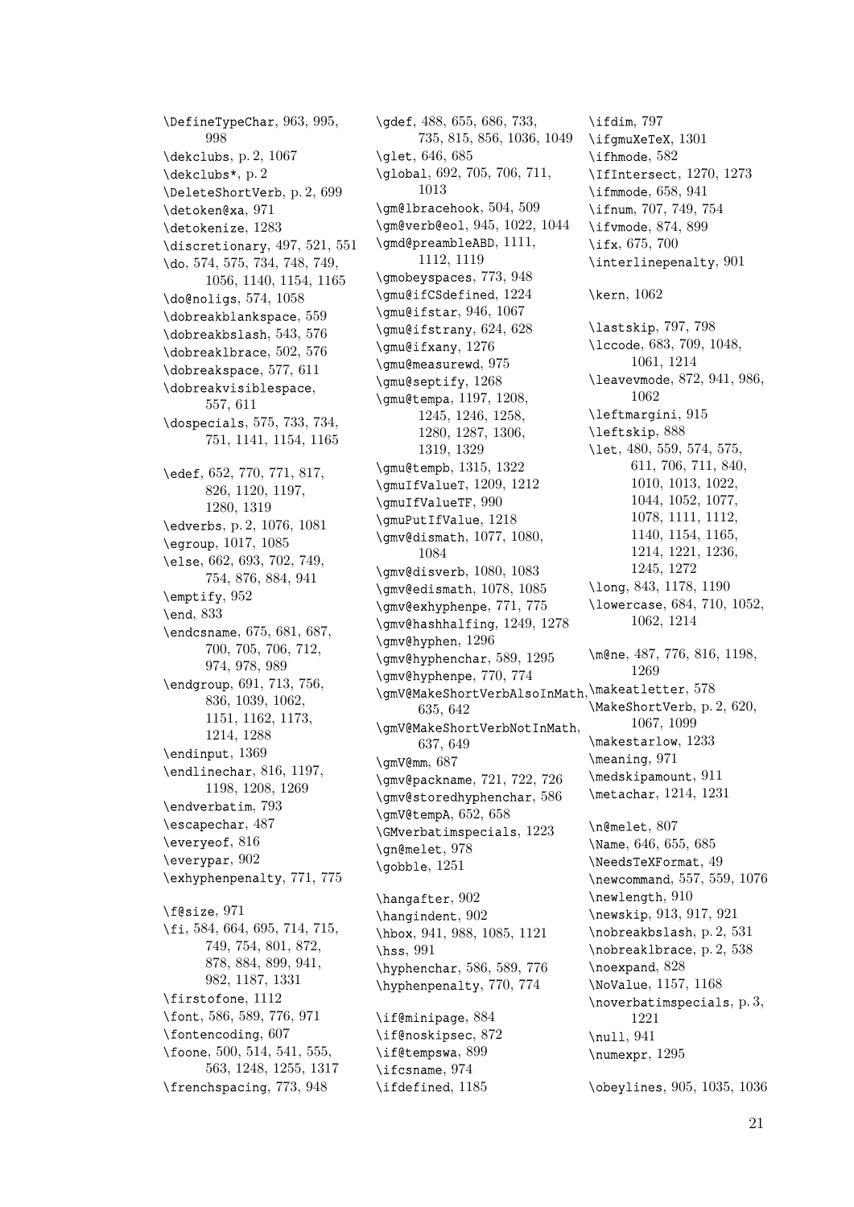\DefineTypeChar, 963, 995, 998
\dekclubs, p. 2, 1067
\dekclubs*, p. 2
\DeleteShortVerb, p. 2, 699
\detoken@xa, 971
\detokenize, 1283
\discretionary, 497, 521, 551
\do, 574, 575, 734, 748, 749, 1056, 1140, 1154, 1165
\do@noligs, 574, 1058
\dobreakblankspace, 559
\dobreakbslash, 543, 576
\dobreaklbrace, 502, 576
\dobreakspace, 577, 611
\dobreakvisiblespace, 557, 611
\dospecials, 575, 733, 734, 751, 1141, 1154, 1165

\edef, 652, 770, 771, 817, 826, 1120, 1197, 1280, 1319
\edverbs, p. 2, 1076, 1081
\egroup, 1017, 1085
\else, 662, 693, 702, 749, 754, 876, 884, 941
\emptify, 952
\end, 833
\endcsname, 675, 681, 687, 700, 705, 706, 712, 974, 978, 989
\endgroup, 691, 713, 756, 836, 1039, 1062, 1151, 1162, 1173, 1214, 1288
\endinput, 1369
\endlinechar, 816, 1197, 1198, 1208, 1269
\endverbatim, 793
\escapechar, 487
\everyeof, 816
\everypar, 902
\exhyphenpenalty, 771, 775

\f@size, 971
\fi, 584, 664, 695, 714, 715, 749, 754, 801, 872, 878, 884, 899, 941, 982, 1187, 1331
\firstofone, 1112
\font, 586, 589, 776, 971
\fontencoding, 607
\foone, 500, 514, 541, 555, 563, 1248, 1255, 1317
\frenchspacing, 773, 948

\gdef, 488, 655, 686, 733, 735, 815, 856, 1036, 1049
\glet, 646, 685
\global, 692, 705, 706, 711, 1013
\gm@lbracehook, 504, 509
\gm@verb@eol, 945, 1022, 1044
\gmd@preambleABD, 1111, 1112, 1119
\gmobeyspaces, 773, 948
\gmu@ifCSdefined, 1224
\gmu@ifstar, 946, 1067
\gmu@ifstrany, 624, 628
\gmu@ifxany, 1276
\gmu@measurewd, 975
\gmu@septify, 1268
\gmu@tempa, 1197, 1208, 1245, 1246, 1258, 1280, 1287, 1306, 1319, 1329
\gmu@tempb, 1315, 1322
\gmuIfValueT, 1209, 1212
\gmuIfValueTF, 990
\gmuPutIfValue, 1218
\gmv@dismath, 1077, 1080, 1084
\gmv@disverb, 1080, 1083
\gmv@edismath, 1078, 1085
\gmv@exhyphenpe, 771, 775
\gmv@hashhalfing, 1249, 1278
\gmv@hyphen, 1296
\gmv@hyphenchar, 589, 1295
\gmv@hyphenpe, 770, 774
\gmV@MakeShortVerbAlsoInMath, 635, 642
\gmV@MakeShortVerbNotInMath, 637, 649
\gmV@mm, 687
\gmv@packname, 721, 722, 726
\gmv@storedhyphenchar, 586
\gmV@tempA, 652, 658
\GMverbatimspecials, 1223
\gn@melet, 978
\gobble, 1251

\hangafter, 902
\hangindent, 902
\hbox, 941, 988, 1085, 1121
\hss, 991
\hyphenchar, 586, 589, 776
\hyphenpenalty, 770, 774

\if@minipage, 884
\if@noskipsec, 872
\if@tempswa, 899
\ifcsname, 974
\ifdefined, 1185
\ifdim, 797
\ifgmuXeTeX, 1301
\ifhmode, 582
\IfIntersect, 1270, 1273
\ifmmode, 658, 941
\ifnum, 707, 749, 754
\ifvmode, 874, 899
\ifx, 675, 700
\interlinepenalty, 901

\kern, 1062

\lastskip, 797, 798
\lccode, 683, 709, 1048, 1061, 1214
\leavevmode, 872, 941, 986, 1062
\leftmargini, 915
\leftskip, 888
\let, 480, 559, 574, 575, 611, 706, 711, 840, 1010, 1013, 1022, 1044, 1052, 1077, 1078, 1111, 1112, 1140, 1154, 1165, 1214, 1221, 1236, 1245, 1272
\long, 843, 1178, 1190
\lowercase, 684, 710, 1052, 1062, 1214

\m@ne, 487, 776, 816, 1198, 1269
\makeatletter, 578
\MakeShortVerb, p. 2, 620, 1067, 1099
\makestarlow, 1233
\meaning, 971
\medskipamount, 911
\metachar, 1214, 1231

\n@melet, 807
\Name, 646, 655, 685
\NeedsTeXFormat, 49
\newcommand, 557, 559, 1076
\newlength, 910
\newskip, 913, 917, 921
\nobreakbslash, p. 2, 531
\nobreaklbrace, p. 2, 538
\noexpand, 828
\NoValue, 1157, 1168
\noverbatimspecials, p. 3, 1221
\null, 941
\numexpr, 1295

\obeylines, 905, 1035, 1036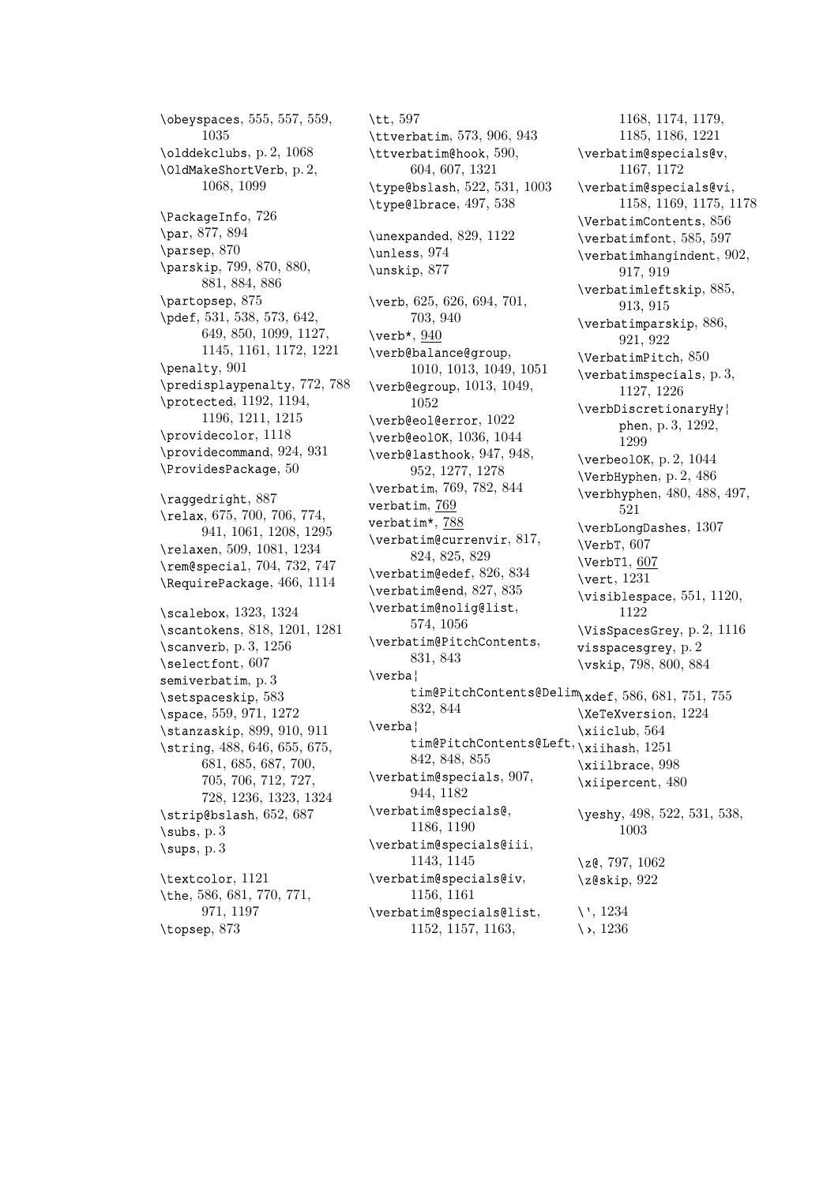\obeyspaces, 555, 557, 559, 1035
\olddekclubs, p. 2, 1068
\OldMakeShortVerb, p. 2, 1068, 1099

\PackageInfo, 726
\par, 877, 894
\parsep, 870
\parskip, 799, 870, 880, 881, 884, 886
\partopsep, 875
\pdef, 531, 538, 573, 642, 649, 850, 1099, 1127, 1145, 1161, 1172, 1221
\penalty, 901
\predisplaypenalty, 772, 788
\protected, 1192, 1194, 1196, 1211, 1215
\providecolor, 1118
\providecommand, 924, 931
\ProvidesPackage, 50

\raggedright, 887
\relax, 675, 700, 706, 774, 941, 1061, 1208, 1295
\relaxen, 509, 1081, 1234
\rem@special, 704, 732, 747
\RequirePackage, 466, 1114

\scalebox, 1323, 1324
\scantokens, 818, 1201, 1281
\scanverb, p. 3, 1256
\selectfont, 607
semiverbatim, p. 3
\setspaceskip, 583
\space, 559, 971, 1272
\stanzaskip, 899, 910, 911
\string, 488, 646, 655, 675, 681, 685, 687, 700, 705, 706, 712, 727, 728, 1236, 1323, 1324
\strip@bslash, 652, 687
\subs, p. 3
\sups, p. 3

\textcolor, 1121
\the, 586, 681, 770, 771, 971, 1197
\topsep, 873

\tt, 597
\ttverbatim, 573, 906, 943
\ttverbatim@hook, 590, 604, 607, 1321
\type@bslash, 522, 531, 1003
\type@lbrace, 497, 538

\unexpanded, 829, 1122
\unless, 974
\unskip, 877

\verb, 625, 626, 694, 701, 703, 940
\verb*, 940
\verb@balance@group, 1010, 1013, 1049, 1051
\verb@egroup, 1013, 1049, 1052
\verb@eol@error, 1022
\verb@eolOK, 1036, 1044
\verb@lasthook, 947, 948, 952, 1277, 1278
\verbatim, 769, 782, 844
verbatim, 769
verbatim*, 788
\verbatim@currenvir, 817, 824, 825, 829
\verbatim@edef, 826, 834
\verbatim@end, 827, 835
\verbatim@nolig@list, 574, 1056
\verbatim@PitchContents, 831, 843
\verbatim@PitchContents@Delim, 832, 844
\verbatim@PitchContents@Left, 842, 848, 855
\verbatim@specials, 907, 944, 1182
\verbatim@specials@, 1186, 1190
\verbatim@specials@iii, 1143, 1145
\verbatim@specials@iv, 1156, 1161
\verbatim@specials@list, 1152, 1157, 1163, 1168, 1174, 1179, 1185, 1186, 1221
\verbatim@specials@v, 1167, 1172
\verbatim@specials@vi, 1158, 1169, 1175, 1178
\VerbatimContents, 856
\verbatimfont, 585, 597
\verbatimhangindent, 902, 917, 919
\verbatimleftskip, 885, 913, 915
\verbatimparskip, 886, 921, 922
\VerbatimPitch, 850
\verbatimspecials, p. 3, 1127, 1226
\verbDiscretionaryHyphen, p. 3, 1292, 1299
\verbeolOK, p. 2, 1044
\VerbHyphen, p. 2, 486
\verbhyphen, 480, 488, 497, 521
\verbLongDashes, 1307
\VerbT, 607
\VerbT1, 607
\vert, 1231
\visiblespace, 551, 1120, 1122
\VisSpacesGrey, p. 2, 1116
visspacesgrey, p. 2
\vskip, 798, 800, 884

\xdef, 586, 681, 751, 755
\XeTeXversion, 1224
\xiiclub, 564
\xiihash, 1251
\xiilbrace, 998
\xiipercent, 480

\yeshy, 498, 522, 531, 538, 1003

\z@, 797, 1062
\z@skip, 922

\', 1234
\>, 1236